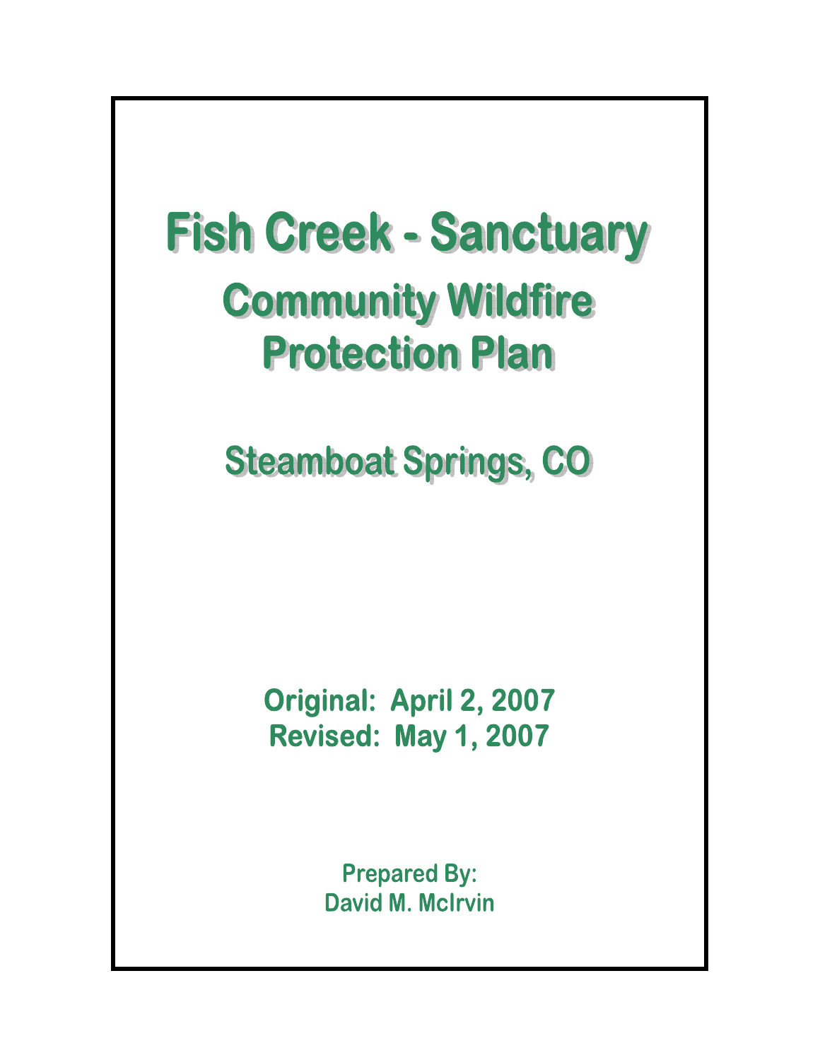# Fish Creek - Sanctuary

## Community Wildfire Protection Plan

## Steamboat Springs, CO

**Original: April 2, 2007**
**Revised: May 1, 2007**

**Prepared By:**
**David M. McIrvin**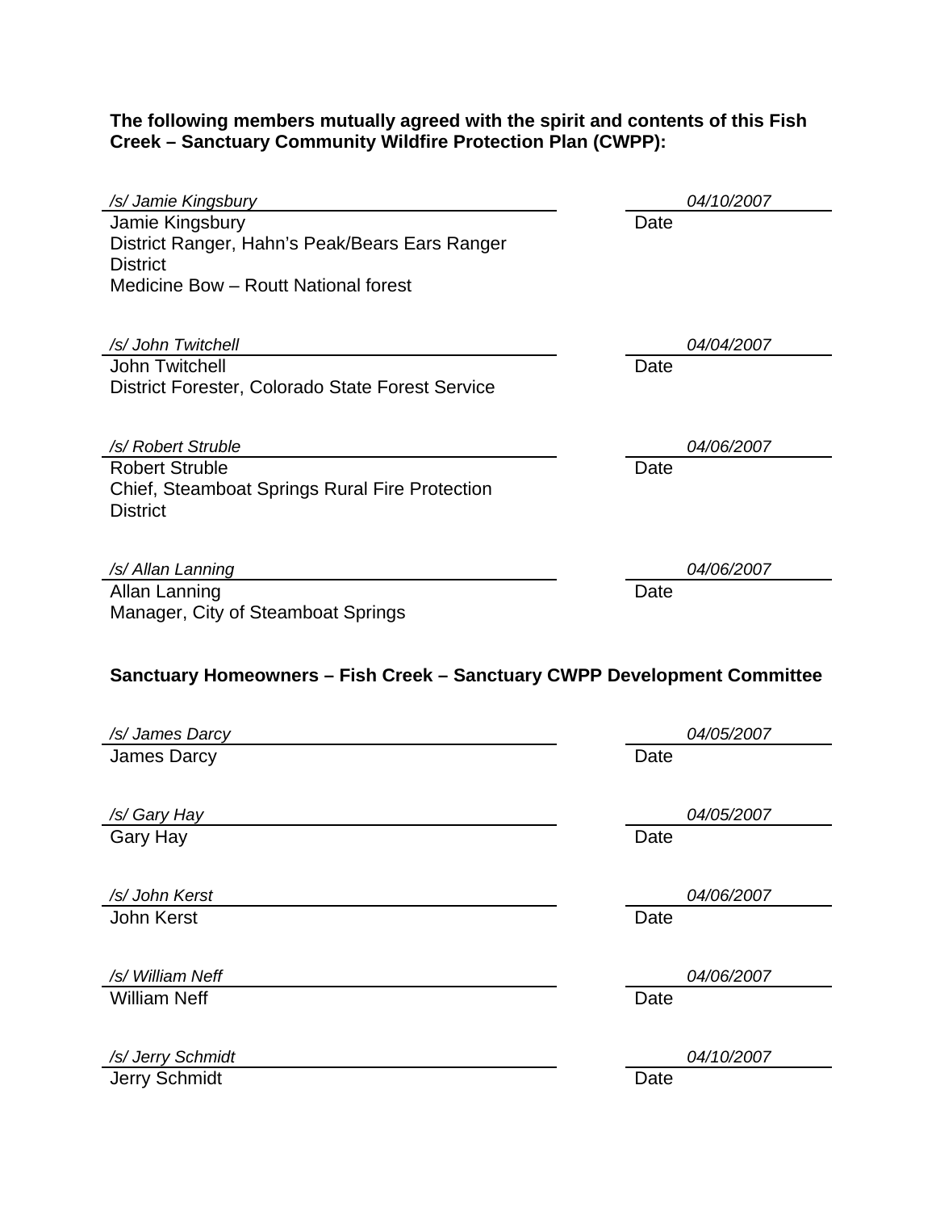**The following members mutually agreed with the spirit and contents of this Fish Creek – Sanctuary Community Wildfire Protection Plan (CWPP):**

*/s/ Jamie Kingsbury* — *04/10/2007*
Jamie Kingsbury — Date
District Ranger, Hahn's Peak/Bears Ears Ranger District
Medicine Bow – Routt National forest

*/s/ John Twitchell* — *04/04/2007*
John Twitchell — Date
District Forester, Colorado State Forest Service

*/s/ Robert Struble* — *04/06/2007*
Robert Struble — Date
Chief, Steamboat Springs Rural Fire Protection District

*/s/ Allan Lanning* — *04/06/2007*
Allan Lanning — Date
Manager, City of Steamboat Springs

**Sanctuary Homeowners – Fish Creek – Sanctuary CWPP Development Committee**

*/s/ James Darcy* — *04/05/2007*
James Darcy — Date

*/s/ Gary Hay* — *04/05/2007*
Gary Hay — Date

*/s/ John Kerst* — *04/06/2007*
John Kerst — Date

*/s/ William Neff* — *04/06/2007*
William Neff — Date

*/s/ Jerry Schmidt* — *04/10/2007*
Jerry Schmidt — Date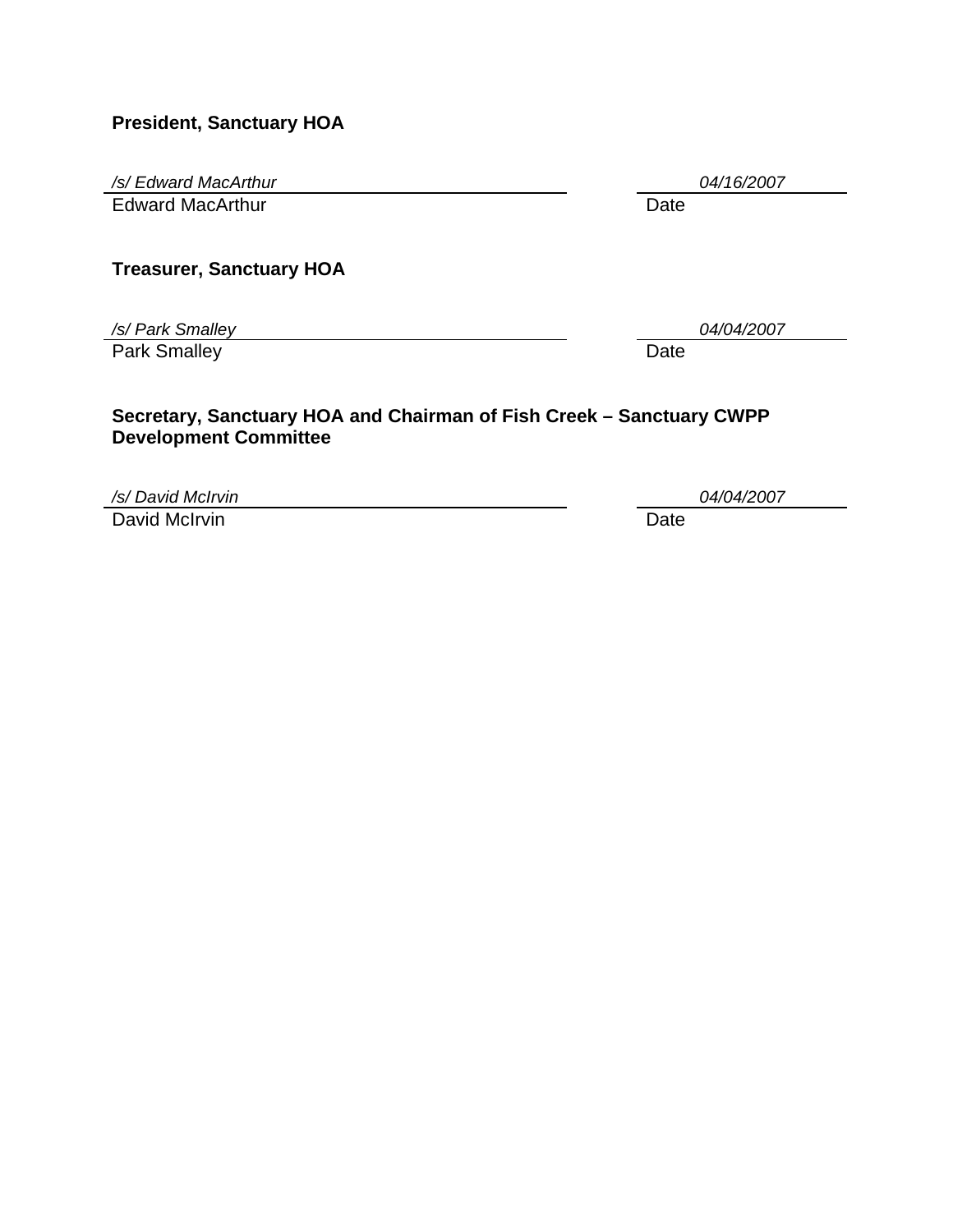**President, Sanctuary HOA**

*/s/ Edward MacArthur* *04/16/2007*

Edward MacArthur Date

**Treasurer, Sanctuary HOA**

*/s/ Park Smalley* *04/04/2007*

Park Smalley Date

**Secretary, Sanctuary HOA and Chairman of Fish Creek – Sanctuary CWPP Development Committee**

*/s/ David McIrvin* *04/04/2007*

David McIrvin Date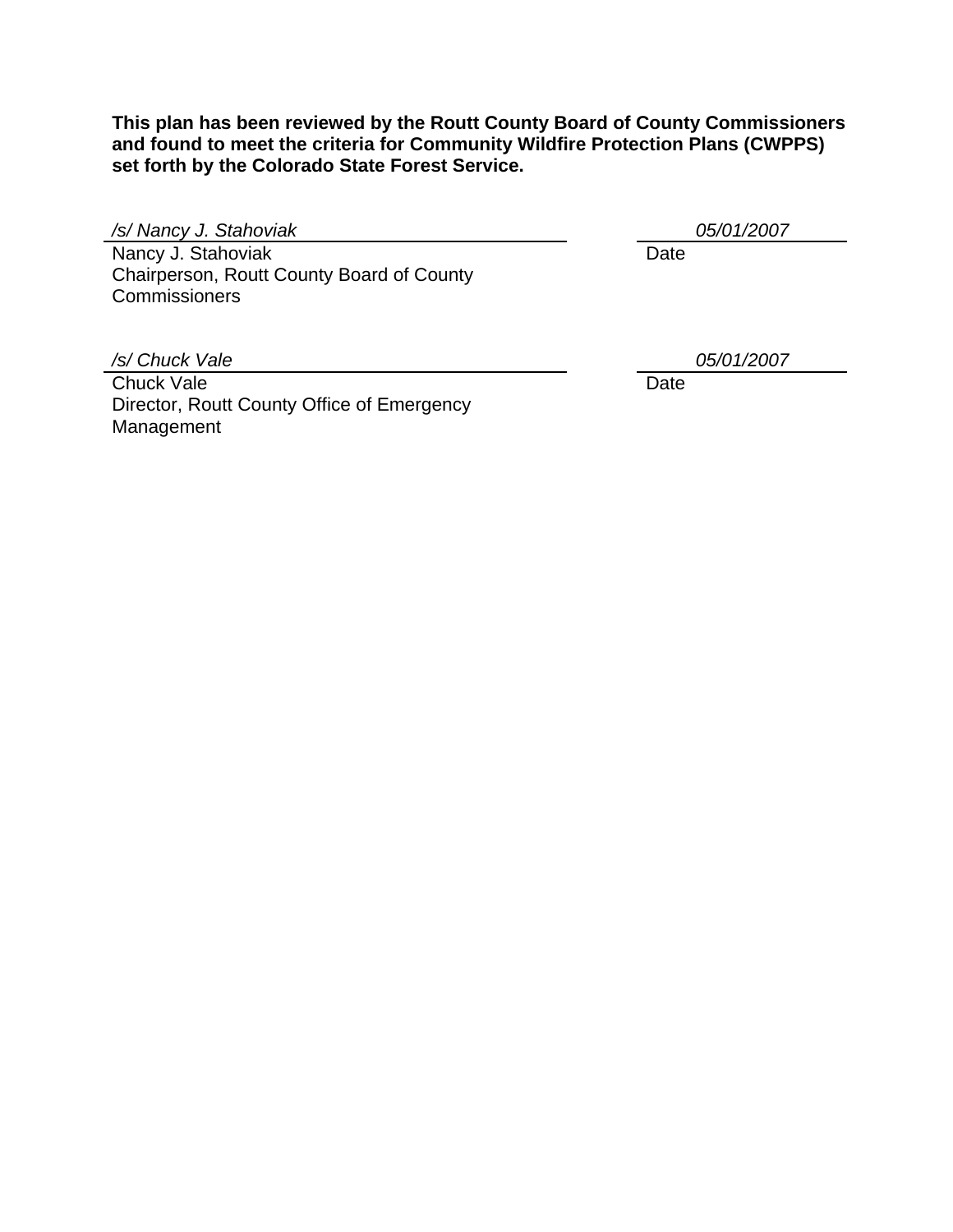**This plan has been reviewed by the Routt County Board of County Commissioners and found to meet the criteria for Community Wildfire Protection Plans (CWPPS) set forth by the Colorado State Forest Service.**

*/s/ Nancy J. Stahoviak* — *05/01/2007*

Nancy J. Stahoviak
Chairperson, Routt County Board of County Commissioners — Date

*/s/ Chuck Vale* — *05/01/2007*

Chuck Vale
Director, Routt County Office of Emergency Management — Date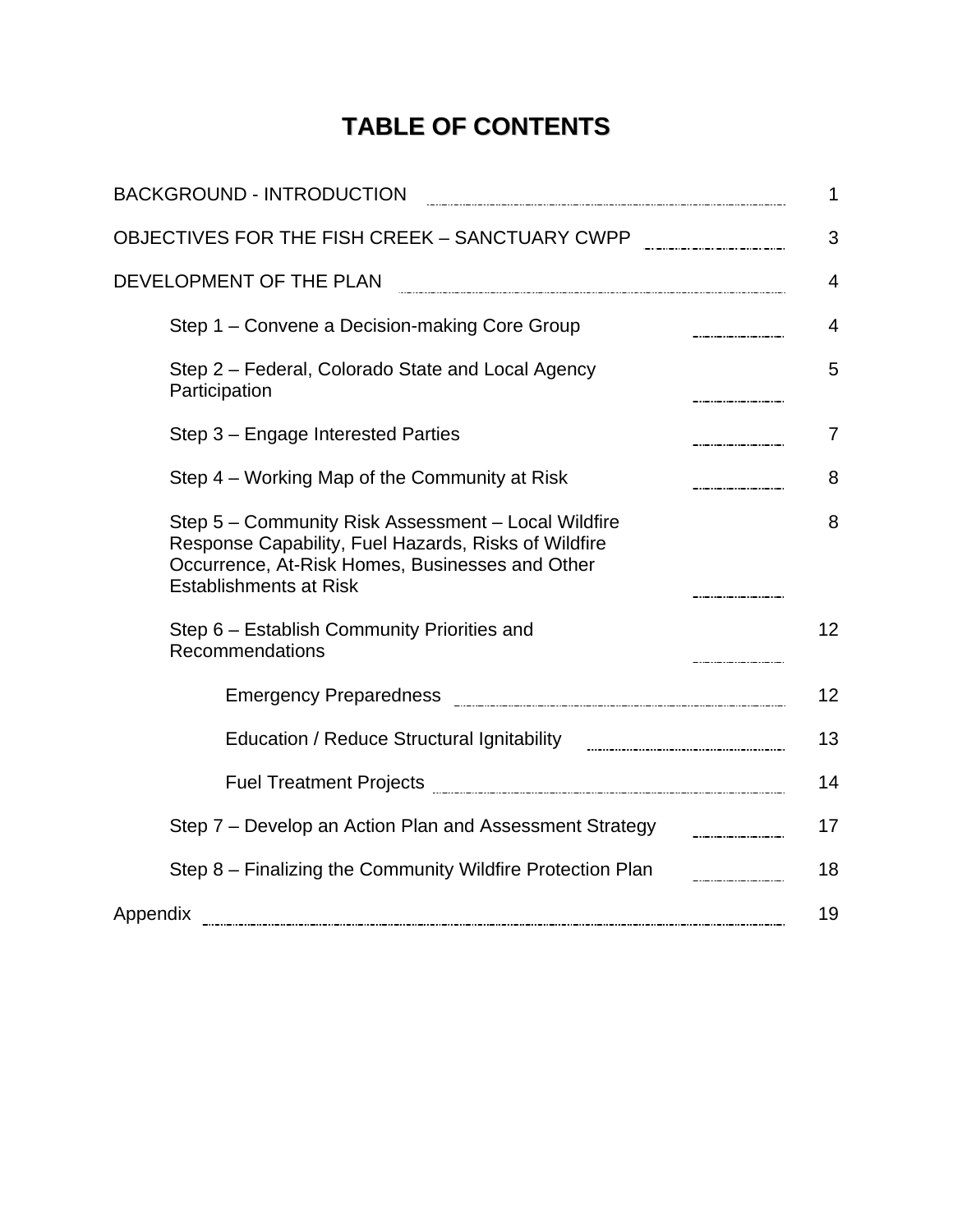# TABLE OF CONTENTS

| | |
|---|---|
| BACKGROUND - INTRODUCTION | 1 |
| OBJECTIVES FOR THE FISH CREEK – SANCTUARY CWPP | 3 |
| DEVELOPMENT OF THE PLAN | 4 |
| Step 1 – Convene a Decision-making Core Group | 4 |
| Step 2 – Federal, Colorado State and Local Agency Participation | 5 |
| Step 3 – Engage Interested Parties | 7 |
| Step 4 – Working Map of the Community at Risk | 8 |
| Step 5 – Community Risk Assessment – Local Wildfire Response Capability, Fuel Hazards, Risks of Wildfire Occurrence, At-Risk Homes, Businesses and Other Establishments at Risk | 8 |
| Step 6 – Establish Community Priorities and Recommendations | 12 |
| Emergency Preparedness | 12 |
| Education / Reduce Structural Ignitability | 13 |
| Fuel Treatment Projects | 14 |
| Step 7 – Develop an Action Plan and Assessment Strategy | 17 |
| Step 8 – Finalizing the Community Wildfire Protection Plan | 18 |
| Appendix | 19 |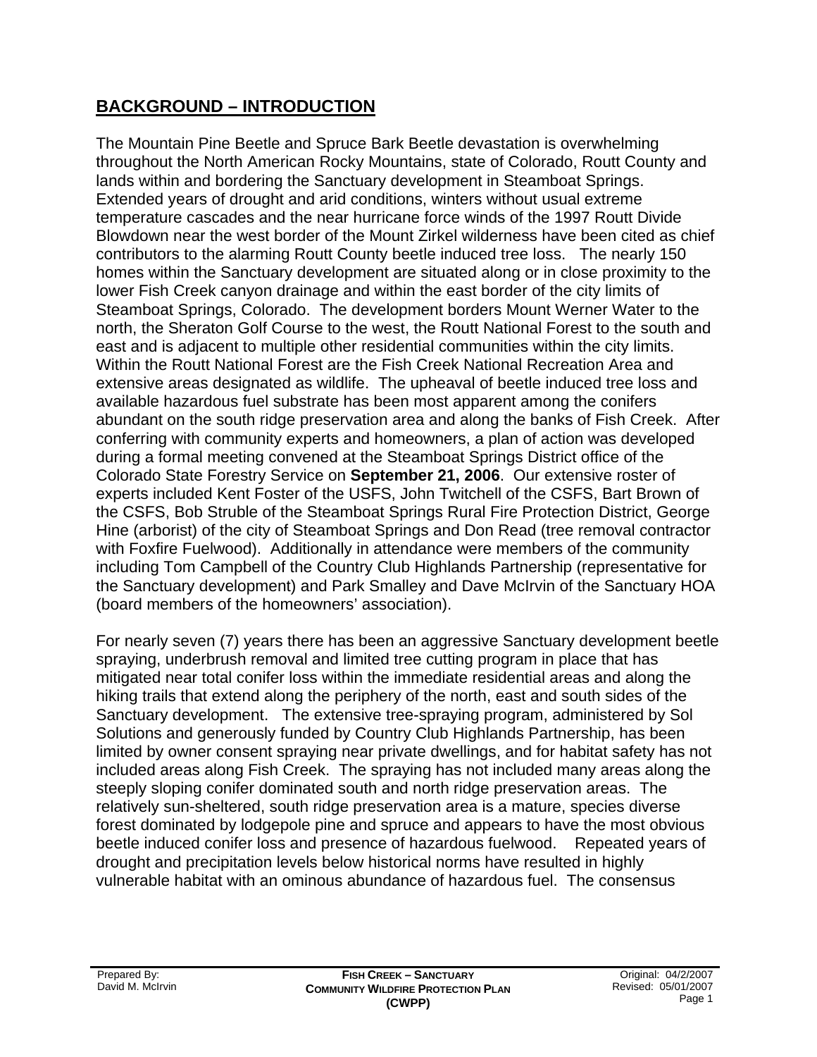## BACKGROUND – INTRODUCTION

The Mountain Pine Beetle and Spruce Bark Beetle devastation is overwhelming throughout the North American Rocky Mountains, state of Colorado, Routt County and lands within and bordering the Sanctuary development in Steamboat Springs. Extended years of drought and arid conditions, winters without usual extreme temperature cascades and the near hurricane force winds of the 1997 Routt Divide Blowdown near the west border of the Mount Zirkel wilderness have been cited as chief contributors to the alarming Routt County beetle induced tree loss. The nearly 150 homes within the Sanctuary development are situated along or in close proximity to the lower Fish Creek canyon drainage and within the east border of the city limits of Steamboat Springs, Colorado. The development borders Mount Werner Water to the north, the Sheraton Golf Course to the west, the Routt National Forest to the south and east and is adjacent to multiple other residential communities within the city limits. Within the Routt National Forest are the Fish Creek National Recreation Area and extensive areas designated as wildlife. The upheaval of beetle induced tree loss and available hazardous fuel substrate has been most apparent among the conifers abundant on the south ridge preservation area and along the banks of Fish Creek. After conferring with community experts and homeowners, a plan of action was developed during a formal meeting convened at the Steamboat Springs District office of the Colorado State Forestry Service on **September 21, 2006**. Our extensive roster of experts included Kent Foster of the USFS, John Twitchell of the CSFS, Bart Brown of the CSFS, Bob Struble of the Steamboat Springs Rural Fire Protection District, George Hine (arborist) of the city of Steamboat Springs and Don Read (tree removal contractor with Foxfire Fuelwood). Additionally in attendance were members of the community including Tom Campbell of the Country Club Highlands Partnership (representative for the Sanctuary development) and Park Smalley and Dave McIrvin of the Sanctuary HOA (board members of the homeowners' association).

For nearly seven (7) years there has been an aggressive Sanctuary development beetle spraying, underbrush removal and limited tree cutting program in place that has mitigated near total conifer loss within the immediate residential areas and along the hiking trails that extend along the periphery of the north, east and south sides of the Sanctuary development. The extensive tree-spraying program, administered by Sol Solutions and generously funded by Country Club Highlands Partnership, has been limited by owner consent spraying near private dwellings, and for habitat safety has not included areas along Fish Creek. The spraying has not included many areas along the steeply sloping conifer dominated south and north ridge preservation areas. The relatively sun-sheltered, south ridge preservation area is a mature, species diverse forest dominated by lodgepole pine and spruce and appears to have the most obvious beetle induced conifer loss and presence of hazardous fuelwood. Repeated years of drought and precipitation levels below historical norms have resulted in highly vulnerable habitat with an ominous abundance of hazardous fuel. The consensus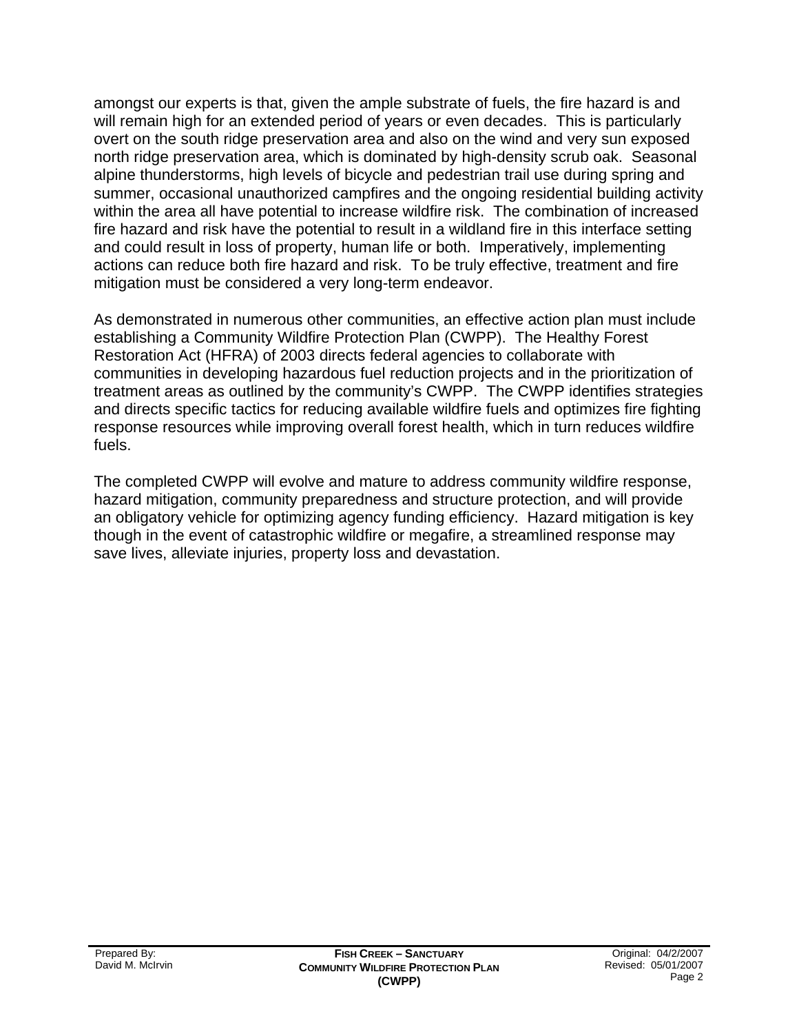amongst our experts is that, given the ample substrate of fuels, the fire hazard is and will remain high for an extended period of years or even decades. This is particularly overt on the south ridge preservation area and also on the wind and very sun exposed north ridge preservation area, which is dominated by high-density scrub oak. Seasonal alpine thunderstorms, high levels of bicycle and pedestrian trail use during spring and summer, occasional unauthorized campfires and the ongoing residential building activity within the area all have potential to increase wildfire risk. The combination of increased fire hazard and risk have the potential to result in a wildland fire in this interface setting and could result in loss of property, human life or both. Imperatively, implementing actions can reduce both fire hazard and risk. To be truly effective, treatment and fire mitigation must be considered a very long-term endeavor.

As demonstrated in numerous other communities, an effective action plan must include establishing a Community Wildfire Protection Plan (CWPP). The Healthy Forest Restoration Act (HFRA) of 2003 directs federal agencies to collaborate with communities in developing hazardous fuel reduction projects and in the prioritization of treatment areas as outlined by the community's CWPP. The CWPP identifies strategies and directs specific tactics for reducing available wildfire fuels and optimizes fire fighting response resources while improving overall forest health, which in turn reduces wildfire fuels.

The completed CWPP will evolve and mature to address community wildfire response, hazard mitigation, community preparedness and structure protection, and will provide an obligatory vehicle for optimizing agency funding efficiency. Hazard mitigation is key though in the event of catastrophic wildfire or megafire, a streamlined response may save lives, alleviate injuries, property loss and devastation.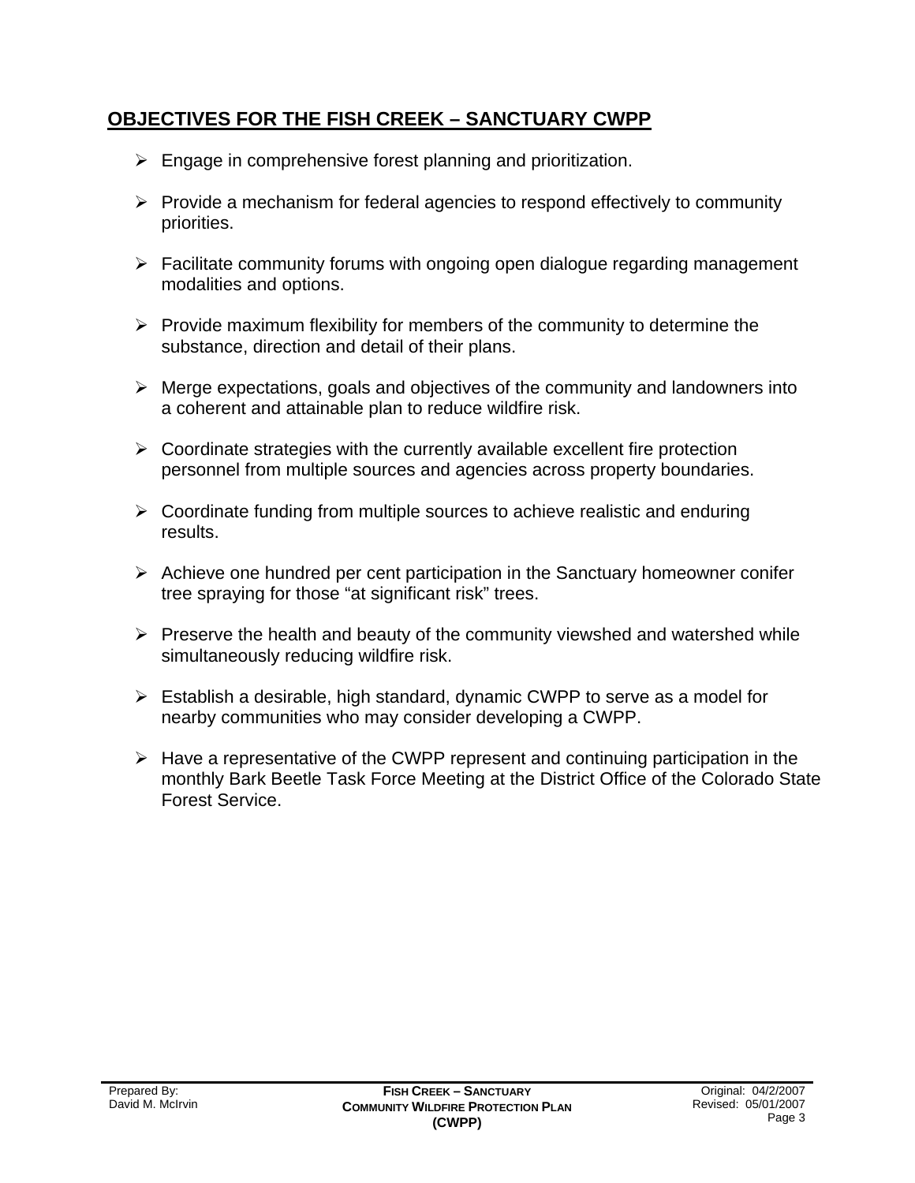## OBJECTIVES FOR THE FISH CREEK – SANCTUARY CWPP

- Engage in comprehensive forest planning and prioritization.
- Provide a mechanism for federal agencies to respond effectively to community priorities.
- Facilitate community forums with ongoing open dialogue regarding management modalities and options.
- Provide maximum flexibility for members of the community to determine the substance, direction and detail of their plans.
- Merge expectations, goals and objectives of the community and landowners into a coherent and attainable plan to reduce wildfire risk.
- Coordinate strategies with the currently available excellent fire protection personnel from multiple sources and agencies across property boundaries.
- Coordinate funding from multiple sources to achieve realistic and enduring results.
- Achieve one hundred per cent participation in the Sanctuary homeowner conifer tree spraying for those "at significant risk" trees.
- Preserve the health and beauty of the community viewshed and watershed while simultaneously reducing wildfire risk.
- Establish a desirable, high standard, dynamic CWPP to serve as a model for nearby communities who may consider developing a CWPP.
- Have a representative of the CWPP represent and continuing participation in the monthly Bark Beetle Task Force Meeting at the District Office of the Colorado State Forest Service.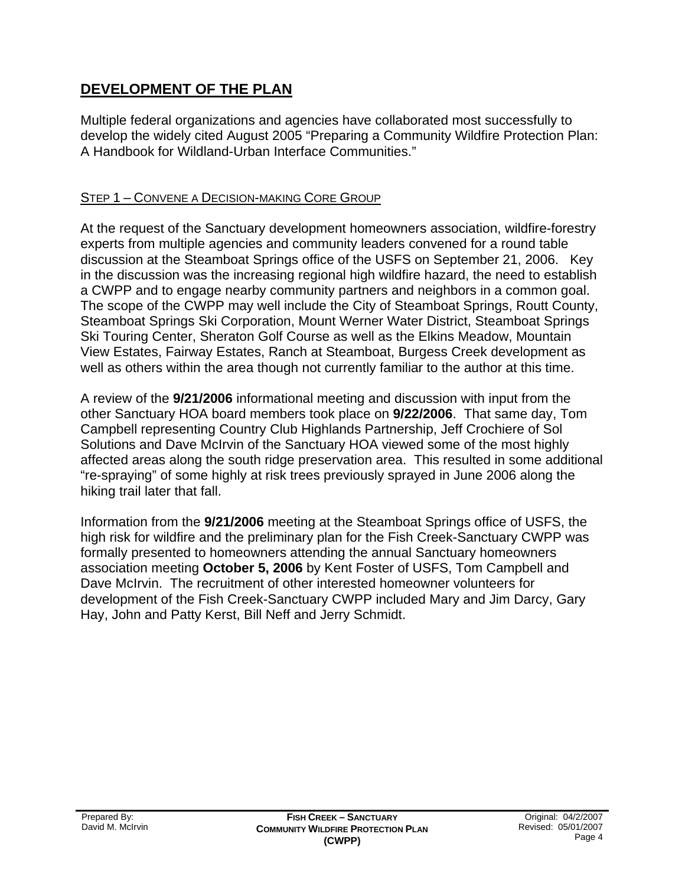## DEVELOPMENT OF THE PLAN

Multiple federal organizations and agencies have collaborated most successfully to develop the widely cited August 2005 "Preparing a Community Wildfire Protection Plan: A Handbook for Wildland-Urban Interface Communities."

### STEP 1 – CONVENE A DECISION-MAKING CORE GROUP

At the request of the Sanctuary development homeowners association, wildfire-forestry experts from multiple agencies and community leaders convened for a round table discussion at the Steamboat Springs office of the USFS on September 21, 2006. Key in the discussion was the increasing regional high wildfire hazard, the need to establish a CWPP and to engage nearby community partners and neighbors in a common goal. The scope of the CWPP may well include the City of Steamboat Springs, Routt County, Steamboat Springs Ski Corporation, Mount Werner Water District, Steamboat Springs Ski Touring Center, Sheraton Golf Course as well as the Elkins Meadow, Mountain View Estates, Fairway Estates, Ranch at Steamboat, Burgess Creek development as well as others within the area though not currently familiar to the author at this time.

A review of the **9/21/2006** informational meeting and discussion with input from the other Sanctuary HOA board members took place on **9/22/2006**. That same day, Tom Campbell representing Country Club Highlands Partnership, Jeff Crochiere of Sol Solutions and Dave McIrvin of the Sanctuary HOA viewed some of the most highly affected areas along the south ridge preservation area. This resulted in some additional "re-spraying" of some highly at risk trees previously sprayed in June 2006 along the hiking trail later that fall.

Information from the **9/21/2006** meeting at the Steamboat Springs office of USFS, the high risk for wildfire and the preliminary plan for the Fish Creek-Sanctuary CWPP was formally presented to homeowners attending the annual Sanctuary homeowners association meeting **October 5, 2006** by Kent Foster of USFS, Tom Campbell and Dave McIrvin. The recruitment of other interested homeowner volunteers for development of the Fish Creek-Sanctuary CWPP included Mary and Jim Darcy, Gary Hay, John and Patty Kerst, Bill Neff and Jerry Schmidt.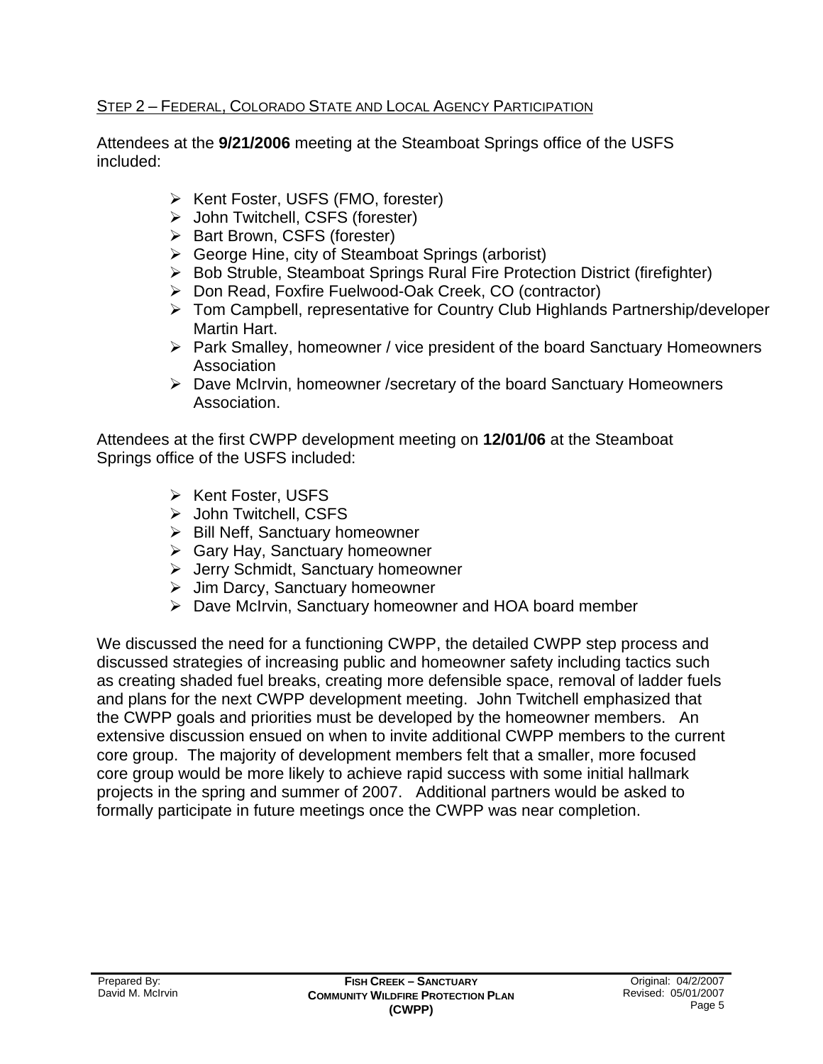## Step 2 – Federal, Colorado State and Local Agency Participation

Attendees at the **9/21/2006** meeting at the Steamboat Springs office of the USFS included:

- Kent Foster, USFS (FMO, forester)
- John Twitchell, CSFS (forester)
- Bart Brown, CSFS (forester)
- George Hine, city of Steamboat Springs (arborist)
- Bob Struble, Steamboat Springs Rural Fire Protection District (firefighter)
- Don Read, Foxfire Fuelwood-Oak Creek, CO (contractor)
- Tom Campbell, representative for Country Club Highlands Partnership/developer Martin Hart.
- Park Smalley, homeowner / vice president of the board Sanctuary Homeowners Association
- Dave McIrvin, homeowner /secretary of the board Sanctuary Homeowners Association.

Attendees at the first CWPP development meeting on **12/01/06** at the Steamboat Springs office of the USFS included:

- Kent Foster, USFS
- John Twitchell, CSFS
- Bill Neff, Sanctuary homeowner
- Gary Hay, Sanctuary homeowner
- Jerry Schmidt, Sanctuary homeowner
- Jim Darcy, Sanctuary homeowner
- Dave McIrvin, Sanctuary homeowner and HOA board member

We discussed the need for a functioning CWPP, the detailed CWPP step process and discussed strategies of increasing public and homeowner safety including tactics such as creating shaded fuel breaks, creating more defensible space, removal of ladder fuels and plans for the next CWPP development meeting. John Twitchell emphasized that the CWPP goals and priorities must be developed by the homeowner members. An extensive discussion ensued on when to invite additional CWPP members to the current core group. The majority of development members felt that a smaller, more focused core group would be more likely to achieve rapid success with some initial hallmark projects in the spring and summer of 2007. Additional partners would be asked to formally participate in future meetings once the CWPP was near completion.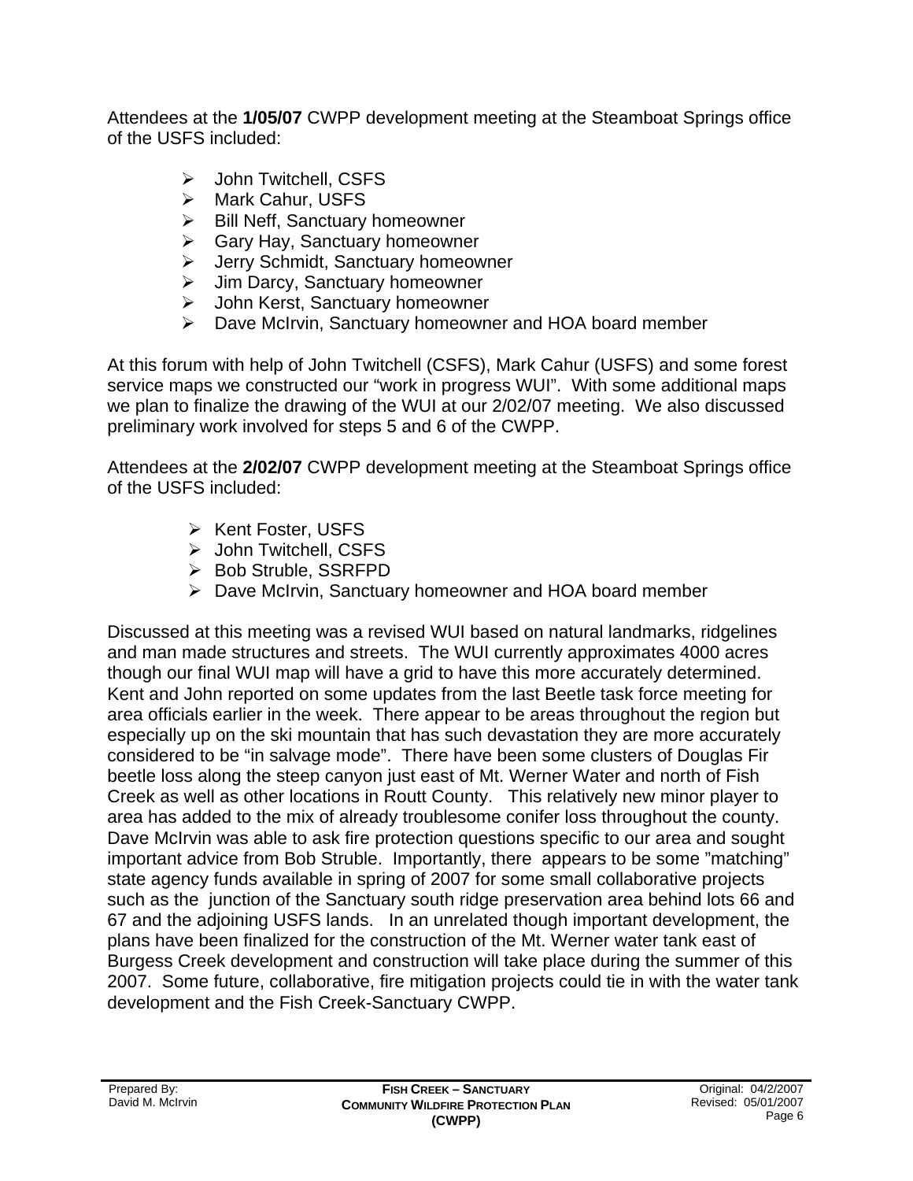Attendees at the **1/05/07** CWPP development meeting at the Steamboat Springs office of the USFS included:

- John Twitchell, CSFS
- Mark Cahur, USFS
- Bill Neff, Sanctuary homeowner
- Gary Hay, Sanctuary homeowner
- Jerry Schmidt, Sanctuary homeowner
- Jim Darcy, Sanctuary homeowner
- John Kerst, Sanctuary homeowner
- Dave McIrvin, Sanctuary homeowner and HOA board member

At this forum with help of John Twitchell (CSFS), Mark Cahur (USFS) and some forest service maps we constructed our "work in progress WUI". With some additional maps we plan to finalize the drawing of the WUI at our 2/02/07 meeting. We also discussed preliminary work involved for steps 5 and 6 of the CWPP.

Attendees at the **2/02/07** CWPP development meeting at the Steamboat Springs office of the USFS included:

- Kent Foster, USFS
- John Twitchell, CSFS
- Bob Struble, SSRFPD
- Dave McIrvin, Sanctuary homeowner and HOA board member

Discussed at this meeting was a revised WUI based on natural landmarks, ridgelines and man made structures and streets. The WUI currently approximates 4000 acres though our final WUI map will have a grid to have this more accurately determined. Kent and John reported on some updates from the last Beetle task force meeting for area officials earlier in the week. There appear to be areas throughout the region but especially up on the ski mountain that has such devastation they are more accurately considered to be "in salvage mode". There have been some clusters of Douglas Fir beetle loss along the steep canyon just east of Mt. Werner Water and north of Fish Creek as well as other locations in Routt County. This relatively new minor player to area has added to the mix of already troublesome conifer loss throughout the county. Dave McIrvin was able to ask fire protection questions specific to our area and sought important advice from Bob Struble. Importantly, there appears to be some "matching" state agency funds available in spring of 2007 for some small collaborative projects such as the junction of the Sanctuary south ridge preservation area behind lots 66 and 67 and the adjoining USFS lands. In an unrelated though important development, the plans have been finalized for the construction of the Mt. Werner water tank east of Burgess Creek development and construction will take place during the summer of this 2007. Some future, collaborative, fire mitigation projects could tie in with the water tank development and the Fish Creek-Sanctuary CWPP.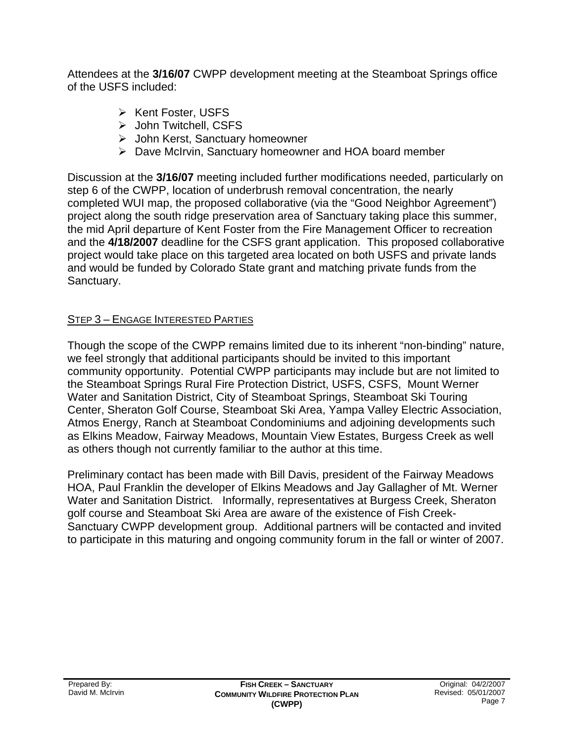Attendees at the **3/16/07** CWPP development meeting at the Steamboat Springs office of the USFS included:

- Kent Foster, USFS
- John Twitchell, CSFS
- John Kerst, Sanctuary homeowner
- Dave McIrvin, Sanctuary homeowner and HOA board member

Discussion at the **3/16/07** meeting included further modifications needed, particularly on step 6 of the CWPP, location of underbrush removal concentration, the nearly completed WUI map, the proposed collaborative (via the "Good Neighbor Agreement") project along the south ridge preservation area of Sanctuary taking place this summer, the mid April departure of Kent Foster from the Fire Management Officer to recreation and the **4/18/2007** deadline for the CSFS grant application. This proposed collaborative project would take place on this targeted area located on both USFS and private lands and would be funded by Colorado State grant and matching private funds from the Sanctuary.

## STEP 3 – ENGAGE INTERESTED PARTIES

Though the scope of the CWPP remains limited due to its inherent "non-binding" nature, we feel strongly that additional participants should be invited to this important community opportunity. Potential CWPP participants may include but are not limited to the Steamboat Springs Rural Fire Protection District, USFS, CSFS, Mount Werner Water and Sanitation District, City of Steamboat Springs, Steamboat Ski Touring Center, Sheraton Golf Course, Steamboat Ski Area, Yampa Valley Electric Association, Atmos Energy, Ranch at Steamboat Condominiums and adjoining developments such as Elkins Meadow, Fairway Meadows, Mountain View Estates, Burgess Creek as well as others though not currently familiar to the author at this time.

Preliminary contact has been made with Bill Davis, president of the Fairway Meadows HOA, Paul Franklin the developer of Elkins Meadows and Jay Gallagher of Mt. Werner Water and Sanitation District. Informally, representatives at Burgess Creek, Sheraton golf course and Steamboat Ski Area are aware of the existence of Fish Creek-Sanctuary CWPP development group. Additional partners will be contacted and invited to participate in this maturing and ongoing community forum in the fall or winter of 2007.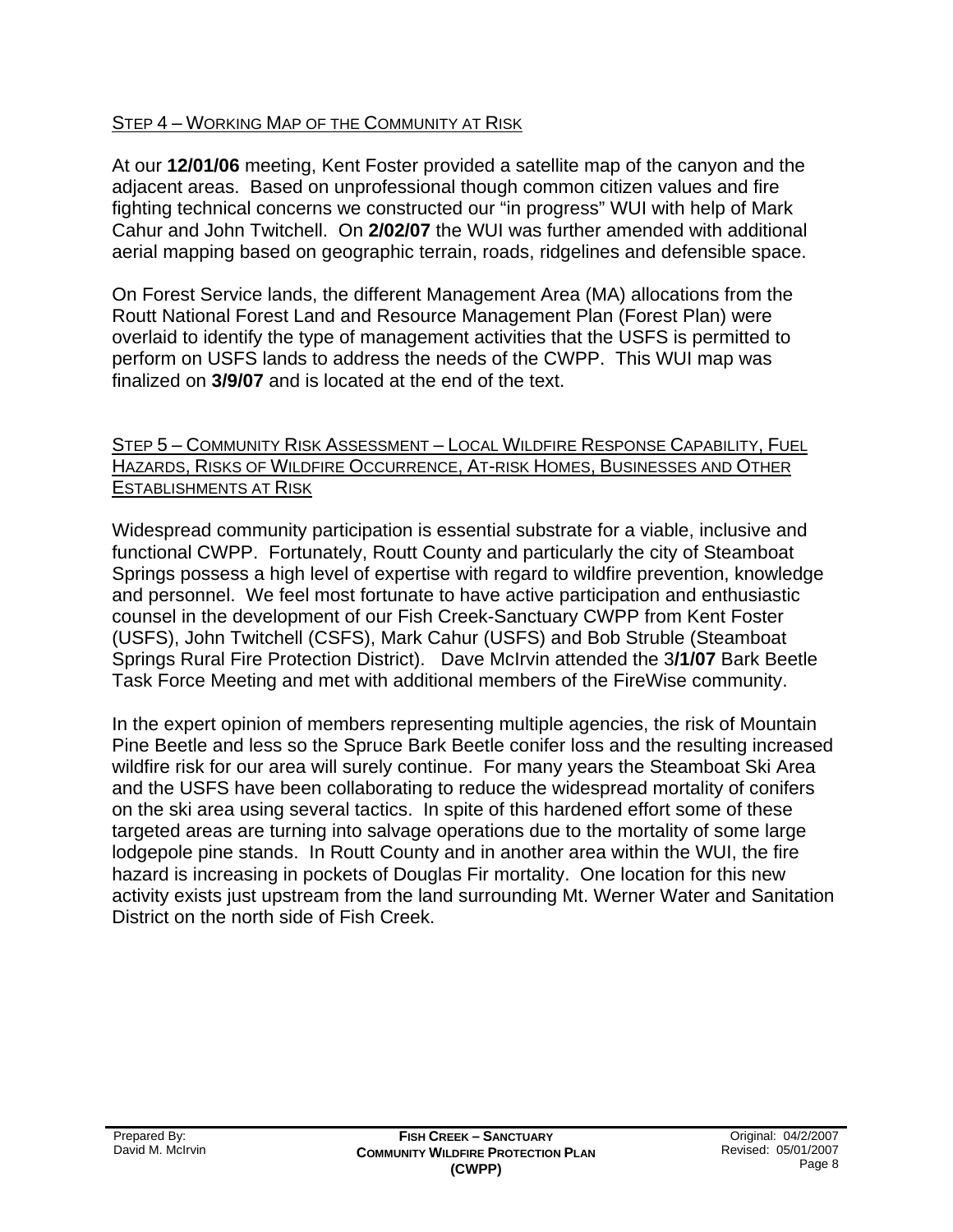## Step 4 – Working Map of the Community at Risk

At our **12/01/06** meeting, Kent Foster provided a satellite map of the canyon and the adjacent areas. Based on unprofessional though common citizen values and fire fighting technical concerns we constructed our "in progress" WUI with help of Mark Cahur and John Twitchell. On **2/02/07** the WUI was further amended with additional aerial mapping based on geographic terrain, roads, ridgelines and defensible space.

On Forest Service lands, the different Management Area (MA) allocations from the Routt National Forest Land and Resource Management Plan (Forest Plan) were overlaid to identify the type of management activities that the USFS is permitted to perform on USFS lands to address the needs of the CWPP. This WUI map was finalized on **3/9/07** and is located at the end of the text.

## Step 5 – Community Risk Assessment – Local Wildfire Response Capability, Fuel Hazards, Risks of Wildfire Occurrence, At-risk Homes, Businesses and Other Establishments at Risk

Widespread community participation is essential substrate for a viable, inclusive and functional CWPP. Fortunately, Routt County and particularly the city of Steamboat Springs possess a high level of expertise with regard to wildfire prevention, knowledge and personnel. We feel most fortunate to have active participation and enthusiastic counsel in the development of our Fish Creek-Sanctuary CWPP from Kent Foster (USFS), John Twitchell (CSFS), Mark Cahur (USFS) and Bob Struble (Steamboat Springs Rural Fire Protection District). Dave McIrvin attended the 3**/1/07** Bark Beetle Task Force Meeting and met with additional members of the FireWise community.

In the expert opinion of members representing multiple agencies, the risk of Mountain Pine Beetle and less so the Spruce Bark Beetle conifer loss and the resulting increased wildfire risk for our area will surely continue. For many years the Steamboat Ski Area and the USFS have been collaborating to reduce the widespread mortality of conifers on the ski area using several tactics. In spite of this hardened effort some of these targeted areas are turning into salvage operations due to the mortality of some large lodgepole pine stands. In Routt County and in another area within the WUI, the fire hazard is increasing in pockets of Douglas Fir mortality. One location for this new activity exists just upstream from the land surrounding Mt. Werner Water and Sanitation District on the north side of Fish Creek.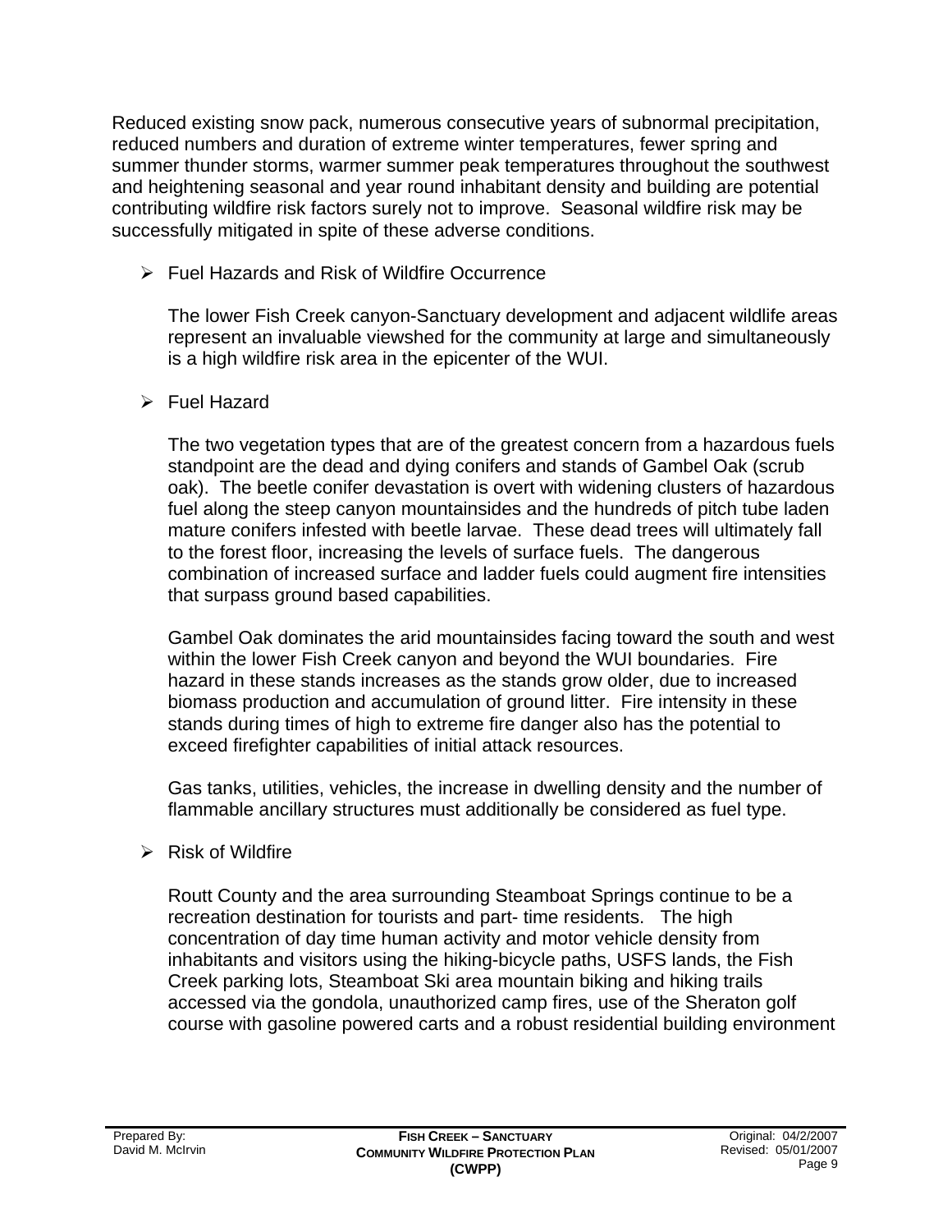Reduced existing snow pack, numerous consecutive years of subnormal precipitation, reduced numbers and duration of extreme winter temperatures, fewer spring and summer thunder storms, warmer summer peak temperatures throughout the southwest and heightening seasonal and year round inhabitant density and building are potential contributing wildfire risk factors surely not to improve. Seasonal wildfire risk may be successfully mitigated in spite of these adverse conditions.

- Fuel Hazards and Risk of Wildfire Occurrence

  The lower Fish Creek canyon-Sanctuary development and adjacent wildlife areas represent an invaluable viewshed for the community at large and simultaneously is a high wildfire risk area in the epicenter of the WUI.

- Fuel Hazard

  The two vegetation types that are of the greatest concern from a hazardous fuels standpoint are the dead and dying conifers and stands of Gambel Oak (scrub oak). The beetle conifer devastation is overt with widening clusters of hazardous fuel along the steep canyon mountainsides and the hundreds of pitch tube laden mature conifers infested with beetle larvae. These dead trees will ultimately fall to the forest floor, increasing the levels of surface fuels. The dangerous combination of increased surface and ladder fuels could augment fire intensities that surpass ground based capabilities.

  Gambel Oak dominates the arid mountainsides facing toward the south and west within the lower Fish Creek canyon and beyond the WUI boundaries. Fire hazard in these stands increases as the stands grow older, due to increased biomass production and accumulation of ground litter. Fire intensity in these stands during times of high to extreme fire danger also has the potential to exceed firefighter capabilities of initial attack resources.

  Gas tanks, utilities, vehicles, the increase in dwelling density and the number of flammable ancillary structures must additionally be considered as fuel type.

- Risk of Wildfire

  Routt County and the area surrounding Steamboat Springs continue to be a recreation destination for tourists and part- time residents. The high concentration of day time human activity and motor vehicle density from inhabitants and visitors using the hiking-bicycle paths, USFS lands, the Fish Creek parking lots, Steamboat Ski area mountain biking and hiking trails accessed via the gondola, unauthorized camp fires, use of the Sheraton golf course with gasoline powered carts and a robust residential building environment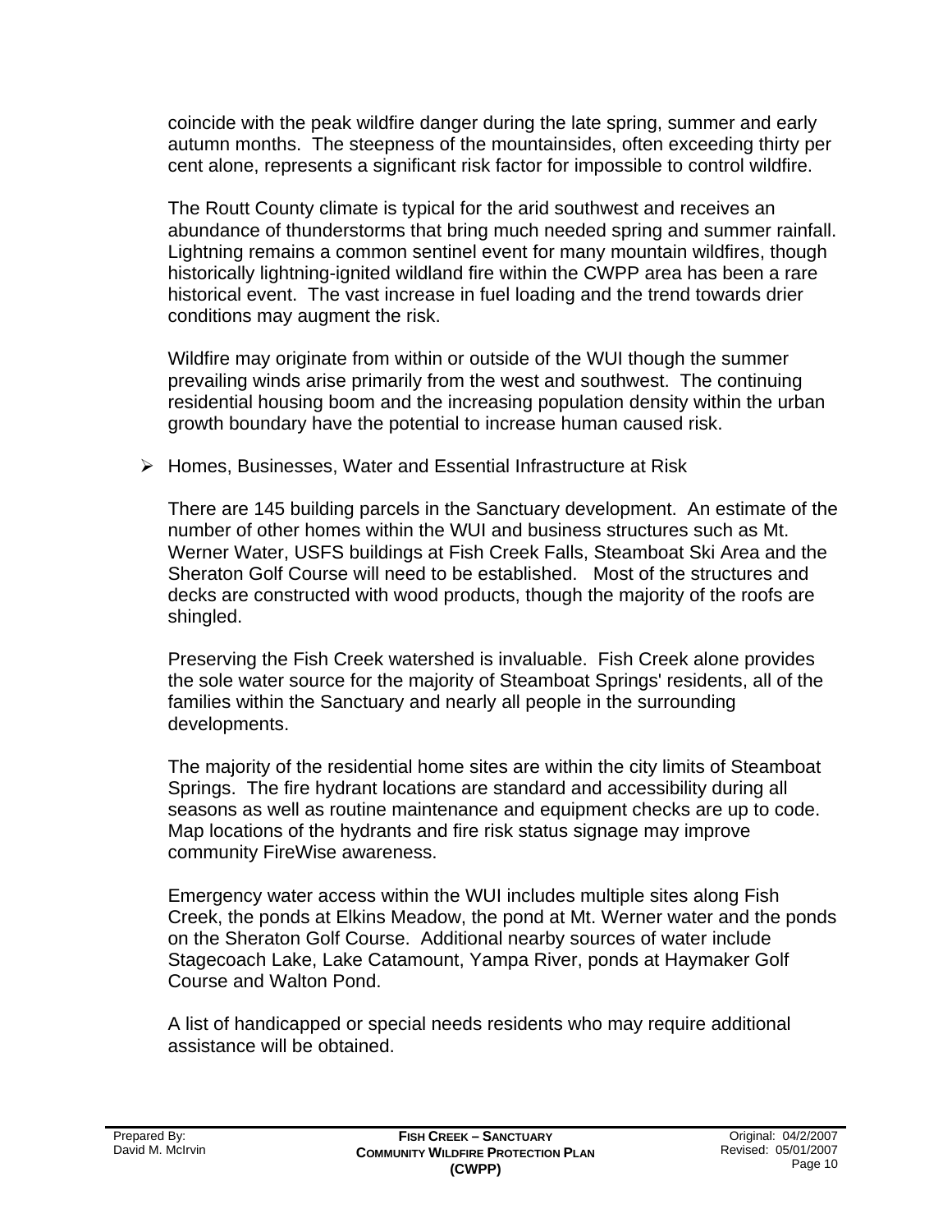coincide with the peak wildfire danger during the late spring, summer and early autumn months. The steepness of the mountainsides, often exceeding thirty per cent alone, represents a significant risk factor for impossible to control wildfire.

The Routt County climate is typical for the arid southwest and receives an abundance of thunderstorms that bring much needed spring and summer rainfall. Lightning remains a common sentinel event for many mountain wildfires, though historically lightning-ignited wildland fire within the CWPP area has been a rare historical event. The vast increase in fuel loading and the trend towards drier conditions may augment the risk.

Wildfire may originate from within or outside of the WUI though the summer prevailing winds arise primarily from the west and southwest. The continuing residential housing boom and the increasing population density within the urban growth boundary have the potential to increase human caused risk.

- Homes, Businesses, Water and Essential Infrastructure at Risk

There are 145 building parcels in the Sanctuary development. An estimate of the number of other homes within the WUI and business structures such as Mt. Werner Water, USFS buildings at Fish Creek Falls, Steamboat Ski Area and the Sheraton Golf Course will need to be established. Most of the structures and decks are constructed with wood products, though the majority of the roofs are shingled.

Preserving the Fish Creek watershed is invaluable. Fish Creek alone provides the sole water source for the majority of Steamboat Springs' residents, all of the families within the Sanctuary and nearly all people in the surrounding developments.

The majority of the residential home sites are within the city limits of Steamboat Springs. The fire hydrant locations are standard and accessibility during all seasons as well as routine maintenance and equipment checks are up to code. Map locations of the hydrants and fire risk status signage may improve community FireWise awareness.

Emergency water access within the WUI includes multiple sites along Fish Creek, the ponds at Elkins Meadow, the pond at Mt. Werner water and the ponds on the Sheraton Golf Course. Additional nearby sources of water include Stagecoach Lake, Lake Catamount, Yampa River, ponds at Haymaker Golf Course and Walton Pond.

A list of handicapped or special needs residents who may require additional assistance will be obtained.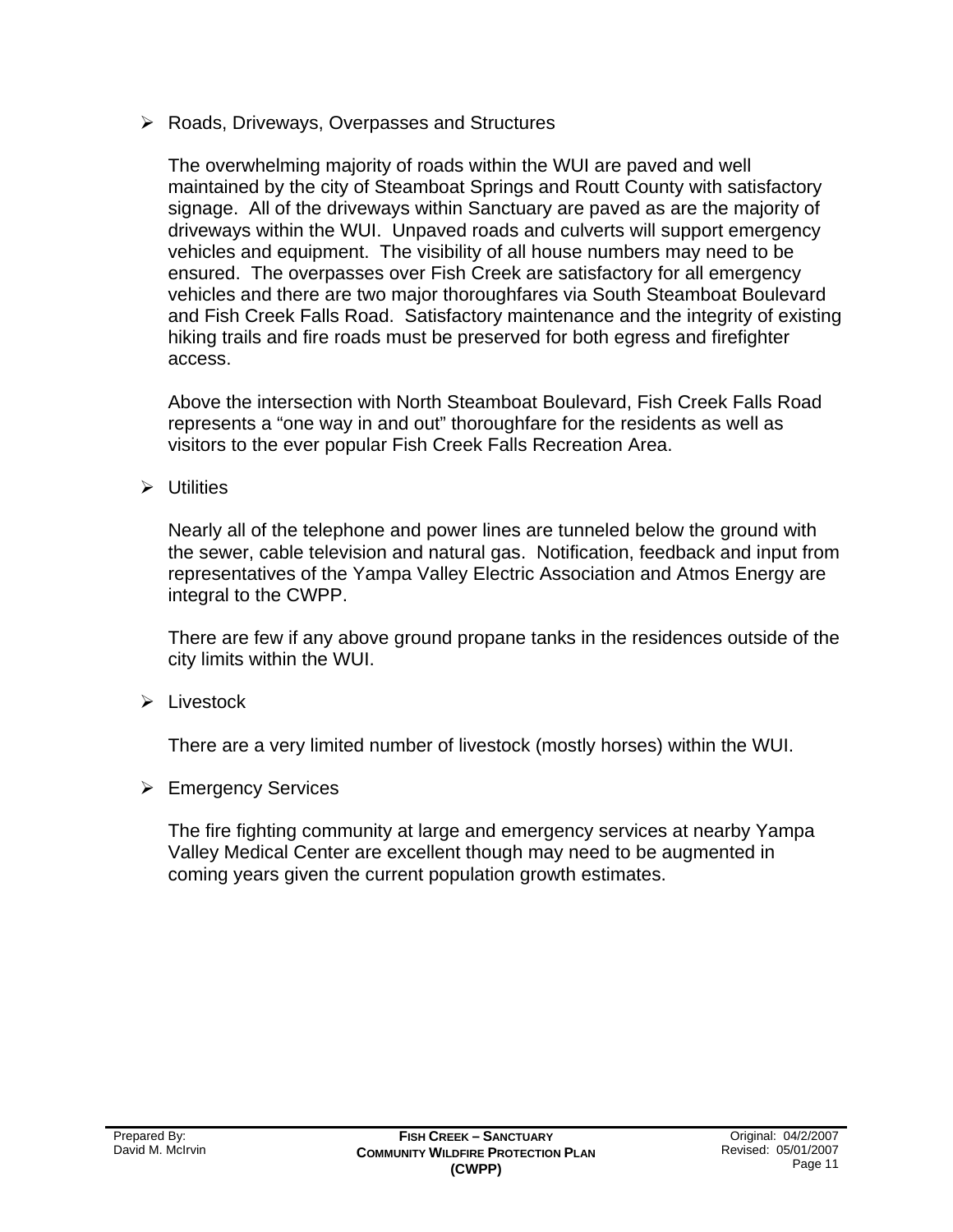- Roads, Driveways, Overpasses and Structures

  The overwhelming majority of roads within the WUI are paved and well maintained by the city of Steamboat Springs and Routt County with satisfactory signage. All of the driveways within Sanctuary are paved as are the majority of driveways within the WUI. Unpaved roads and culverts will support emergency vehicles and equipment. The visibility of all house numbers may need to be ensured. The overpasses over Fish Creek are satisfactory for all emergency vehicles and there are two major thoroughfares via South Steamboat Boulevard and Fish Creek Falls Road. Satisfactory maintenance and the integrity of existing hiking trails and fire roads must be preserved for both egress and firefighter access.

  Above the intersection with North Steamboat Boulevard, Fish Creek Falls Road represents a "one way in and out" thoroughfare for the residents as well as visitors to the ever popular Fish Creek Falls Recreation Area.

- Utilities

  Nearly all of the telephone and power lines are tunneled below the ground with the sewer, cable television and natural gas. Notification, feedback and input from representatives of the Yampa Valley Electric Association and Atmos Energy are integral to the CWPP.

  There are few if any above ground propane tanks in the residences outside of the city limits within the WUI.

- Livestock

  There are a very limited number of livestock (mostly horses) within the WUI.

- Emergency Services

  The fire fighting community at large and emergency services at nearby Yampa Valley Medical Center are excellent though may need to be augmented in coming years given the current population growth estimates.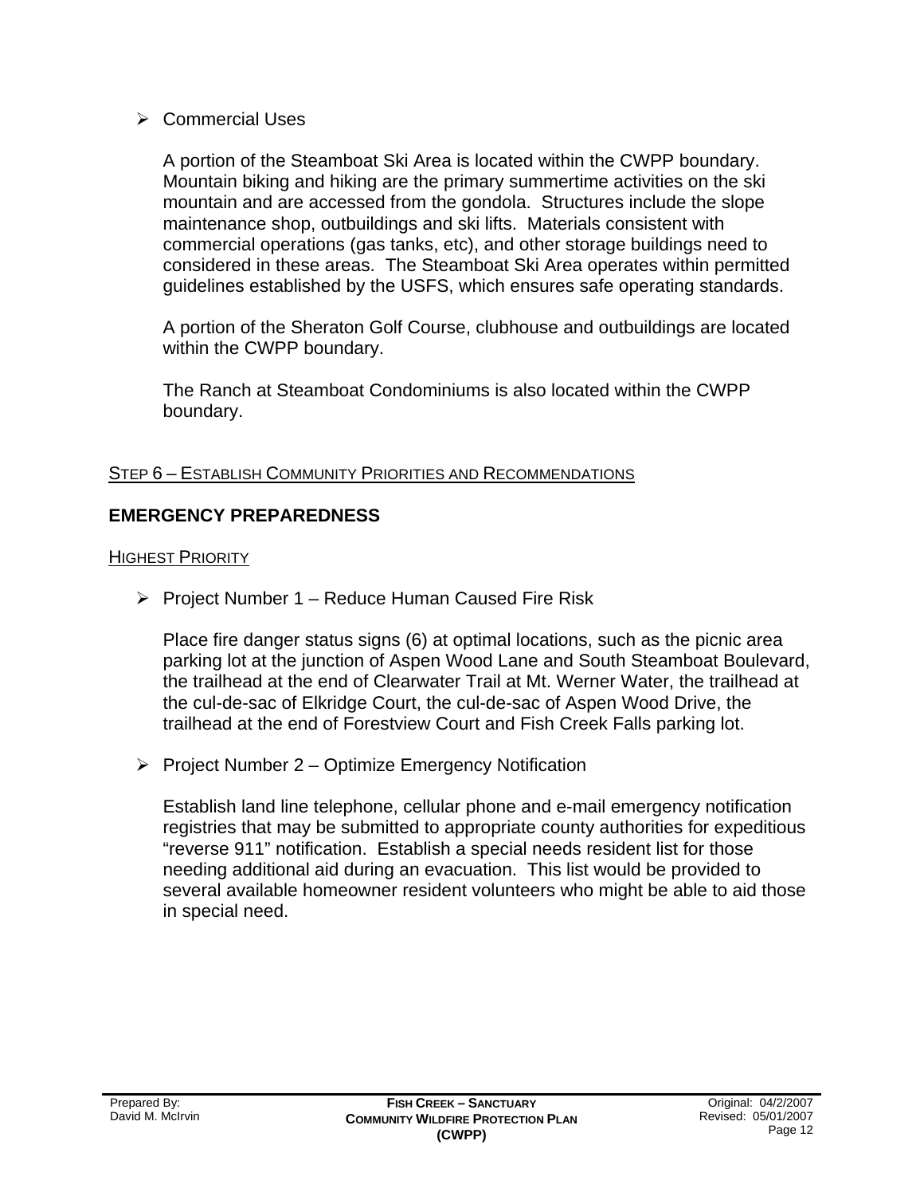- Commercial Uses

  A portion of the Steamboat Ski Area is located within the CWPP boundary. Mountain biking and hiking are the primary summertime activities on the ski mountain and are accessed from the gondola. Structures include the slope maintenance shop, outbuildings and ski lifts. Materials consistent with commercial operations (gas tanks, etc), and other storage buildings need to considered in these areas. The Steamboat Ski Area operates within permitted guidelines established by the USFS, which ensures safe operating standards.

  A portion of the Sheraton Golf Course, clubhouse and outbuildings are located within the CWPP boundary.

  The Ranch at Steamboat Condominiums is also located within the CWPP boundary.

STEP 6 – ESTABLISH COMMUNITY PRIORITIES AND RECOMMENDATIONS

## EMERGENCY PREPAREDNESS

HIGHEST PRIORITY

- Project Number 1 – Reduce Human Caused Fire Risk

  Place fire danger status signs (6) at optimal locations, such as the picnic area parking lot at the junction of Aspen Wood Lane and South Steamboat Boulevard, the trailhead at the end of Clearwater Trail at Mt. Werner Water, the trailhead at the cul-de-sac of Elkridge Court, the cul-de-sac of Aspen Wood Drive, the trailhead at the end of Forestview Court and Fish Creek Falls parking lot.

- Project Number 2 – Optimize Emergency Notification

  Establish land line telephone, cellular phone and e-mail emergency notification registries that may be submitted to appropriate county authorities for expeditious "reverse 911" notification. Establish a special needs resident list for those needing additional aid during an evacuation. This list would be provided to several available homeowner resident volunteers who might be able to aid those in special need.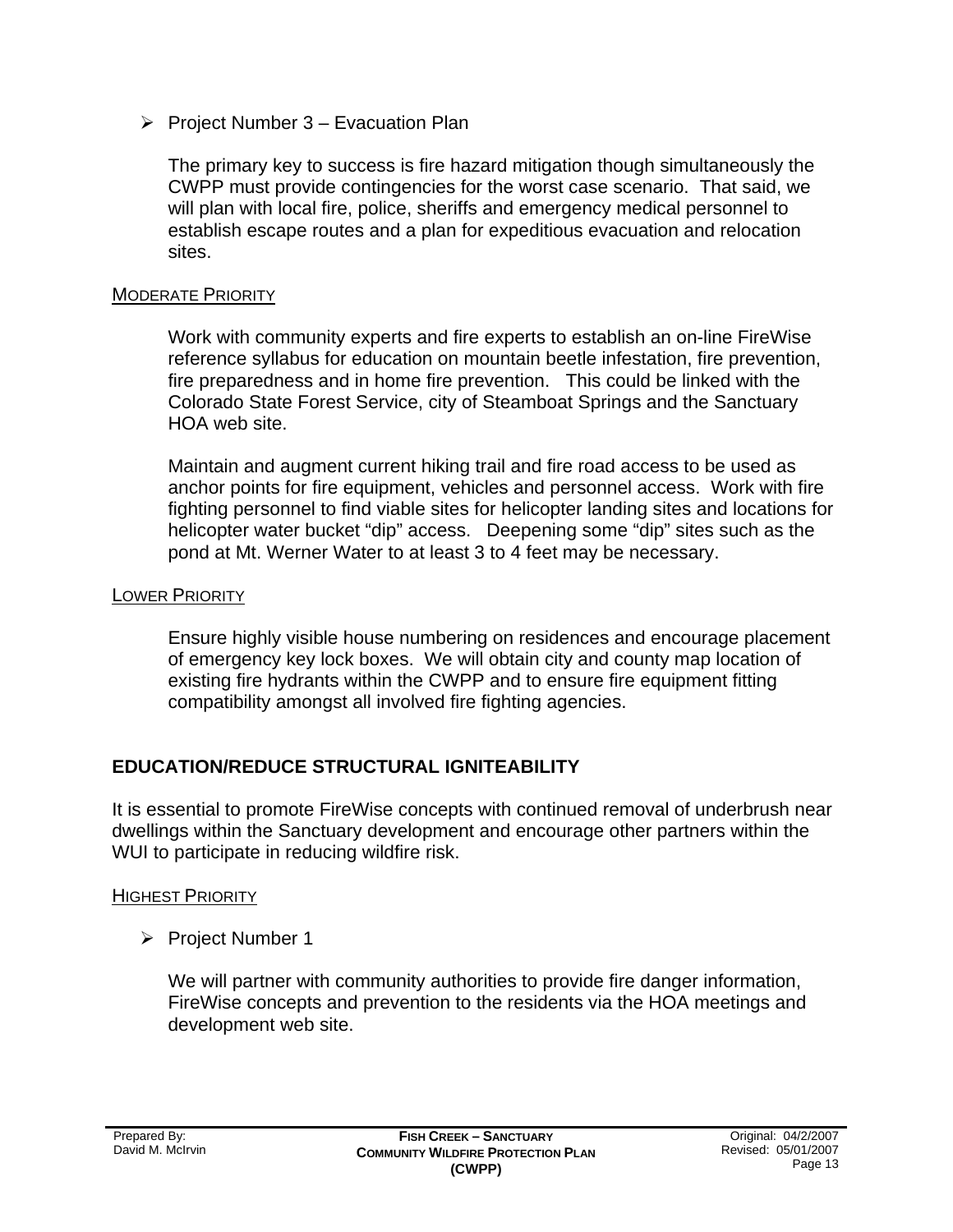- Project Number 3 – Evacuation Plan

  The primary key to success is fire hazard mitigation though simultaneously the CWPP must provide contingencies for the worst case scenario. That said, we will plan with local fire, police, sheriffs and emergency medical personnel to establish escape routes and a plan for expeditious evacuation and relocation sites.

MODERATE PRIORITY

Work with community experts and fire experts to establish an on-line FireWise reference syllabus for education on mountain beetle infestation, fire prevention, fire preparedness and in home fire prevention. This could be linked with the Colorado State Forest Service, city of Steamboat Springs and the Sanctuary HOA web site.

Maintain and augment current hiking trail and fire road access to be used as anchor points for fire equipment, vehicles and personnel access. Work with fire fighting personnel to find viable sites for helicopter landing sites and locations for helicopter water bucket "dip" access. Deepening some "dip" sites such as the pond at Mt. Werner Water to at least 3 to 4 feet may be necessary.

LOWER PRIORITY

Ensure highly visible house numbering on residences and encourage placement of emergency key lock boxes. We will obtain city and county map location of existing fire hydrants within the CWPP and to ensure fire equipment fitting compatibility amongst all involved fire fighting agencies.

## EDUCATION/REDUCE STRUCTURAL IGNITEABILITY

It is essential to promote FireWise concepts with continued removal of underbrush near dwellings within the Sanctuary development and encourage other partners within the WUI to participate in reducing wildfire risk.

HIGHEST PRIORITY

- Project Number 1

  We will partner with community authorities to provide fire danger information, FireWise concepts and prevention to the residents via the HOA meetings and development web site.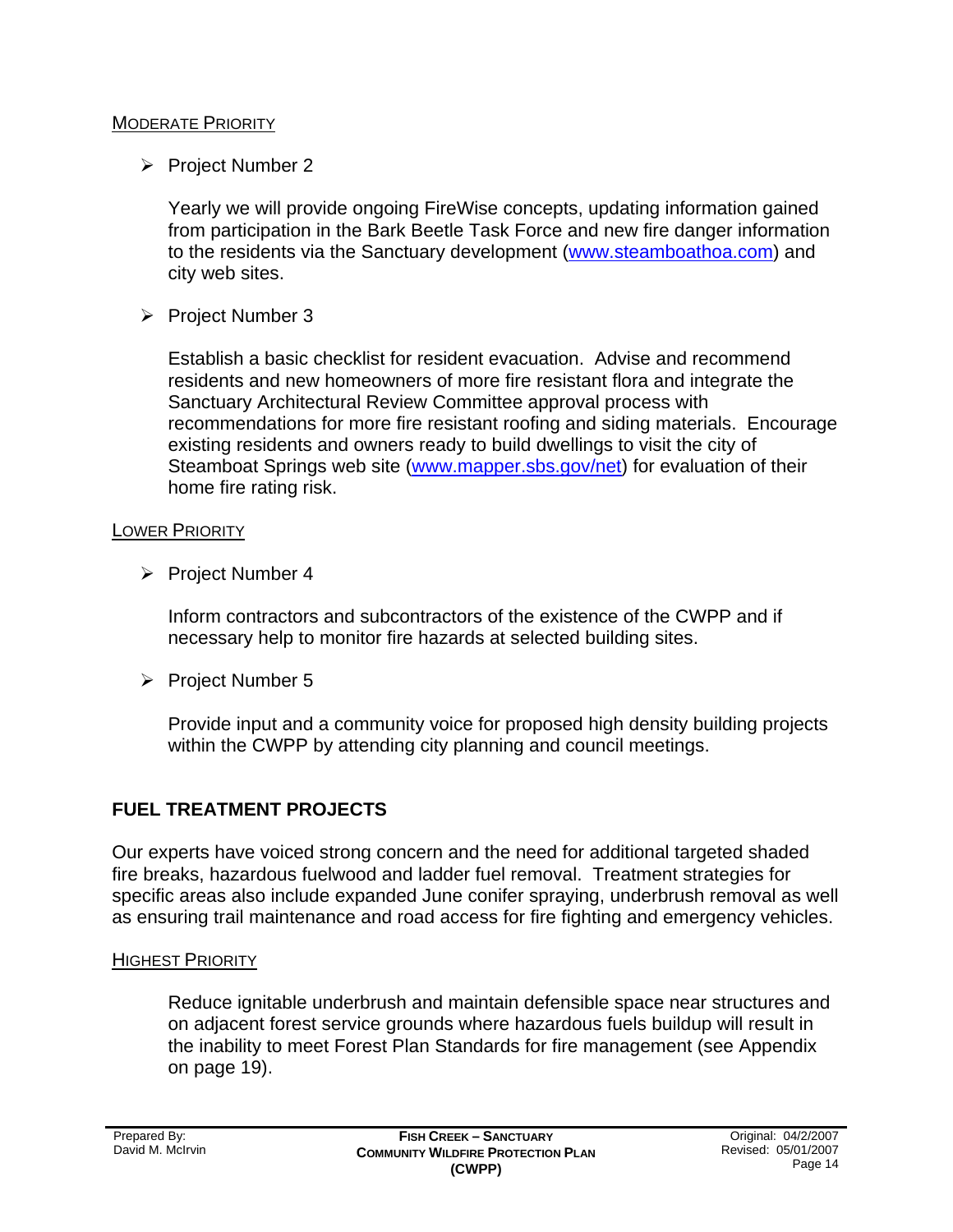#### Moderate Priority

- Project Number 2

  Yearly we will provide ongoing FireWise concepts, updating information gained from participation in the Bark Beetle Task Force and new fire danger information to the residents via the Sanctuary development (www.steamboathoa.com) and city web sites.

- Project Number 3

  Establish a basic checklist for resident evacuation. Advise and recommend residents and new homeowners of more fire resistant flora and integrate the Sanctuary Architectural Review Committee approval process with recommendations for more fire resistant roofing and siding materials. Encourage existing residents and owners ready to build dwellings to visit the city of Steamboat Springs web site (www.mapper.sbs.gov/net) for evaluation of their home fire rating risk.

#### Lower Priority

- Project Number 4

  Inform contractors and subcontractors of the existence of the CWPP and if necessary help to monitor fire hazards at selected building sites.

- Project Number 5

  Provide input and a community voice for proposed high density building projects within the CWPP by attending city planning and council meetings.

## FUEL TREATMENT PROJECTS

Our experts have voiced strong concern and the need for additional targeted shaded fire breaks, hazardous fuelwood and ladder fuel removal. Treatment strategies for specific areas also include expanded June conifer spraying, underbrush removal as well as ensuring trail maintenance and road access for fire fighting and emergency vehicles.

#### Highest Priority

Reduce ignitable underbrush and maintain defensible space near structures and on adjacent forest service grounds where hazardous fuels buildup will result in the inability to meet Forest Plan Standards for fire management (see Appendix on page 19).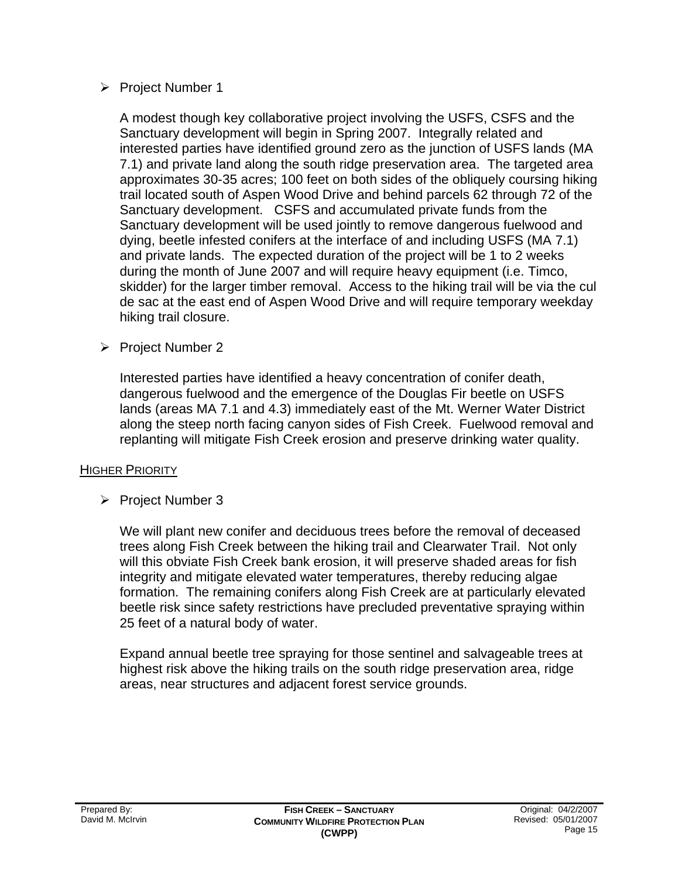- Project Number 1

  A modest though key collaborative project involving the USFS, CSFS and the Sanctuary development will begin in Spring 2007. Integrally related and interested parties have identified ground zero as the junction of USFS lands (MA 7.1) and private land along the south ridge preservation area. The targeted area approximates 30-35 acres; 100 feet on both sides of the obliquely coursing hiking trail located south of Aspen Wood Drive and behind parcels 62 through 72 of the Sanctuary development. CSFS and accumulated private funds from the Sanctuary development will be used jointly to remove dangerous fuelwood and dying, beetle infested conifers at the interface of and including USFS (MA 7.1) and private lands. The expected duration of the project will be 1 to 2 weeks during the month of June 2007 and will require heavy equipment (i.e. Timco, skidder) for the larger timber removal. Access to the hiking trail will be via the cul de sac at the east end of Aspen Wood Drive and will require temporary weekday hiking trail closure.

- Project Number 2

  Interested parties have identified a heavy concentration of conifer death, dangerous fuelwood and the emergence of the Douglas Fir beetle on USFS lands (areas MA 7.1 and 4.3) immediately east of the Mt. Werner Water District along the steep north facing canyon sides of Fish Creek. Fuelwood removal and replanting will mitigate Fish Creek erosion and preserve drinking water quality.

<u>HIGHER PRIORITY</u>

- Project Number 3

  We will plant new conifer and deciduous trees before the removal of deceased trees along Fish Creek between the hiking trail and Clearwater Trail. Not only will this obviate Fish Creek bank erosion, it will preserve shaded areas for fish integrity and mitigate elevated water temperatures, thereby reducing algae formation. The remaining conifers along Fish Creek are at particularly elevated beetle risk since safety restrictions have precluded preventative spraying within 25 feet of a natural body of water.

  Expand annual beetle tree spraying for those sentinel and salvageable trees at highest risk above the hiking trails on the south ridge preservation area, ridge areas, near structures and adjacent forest service grounds.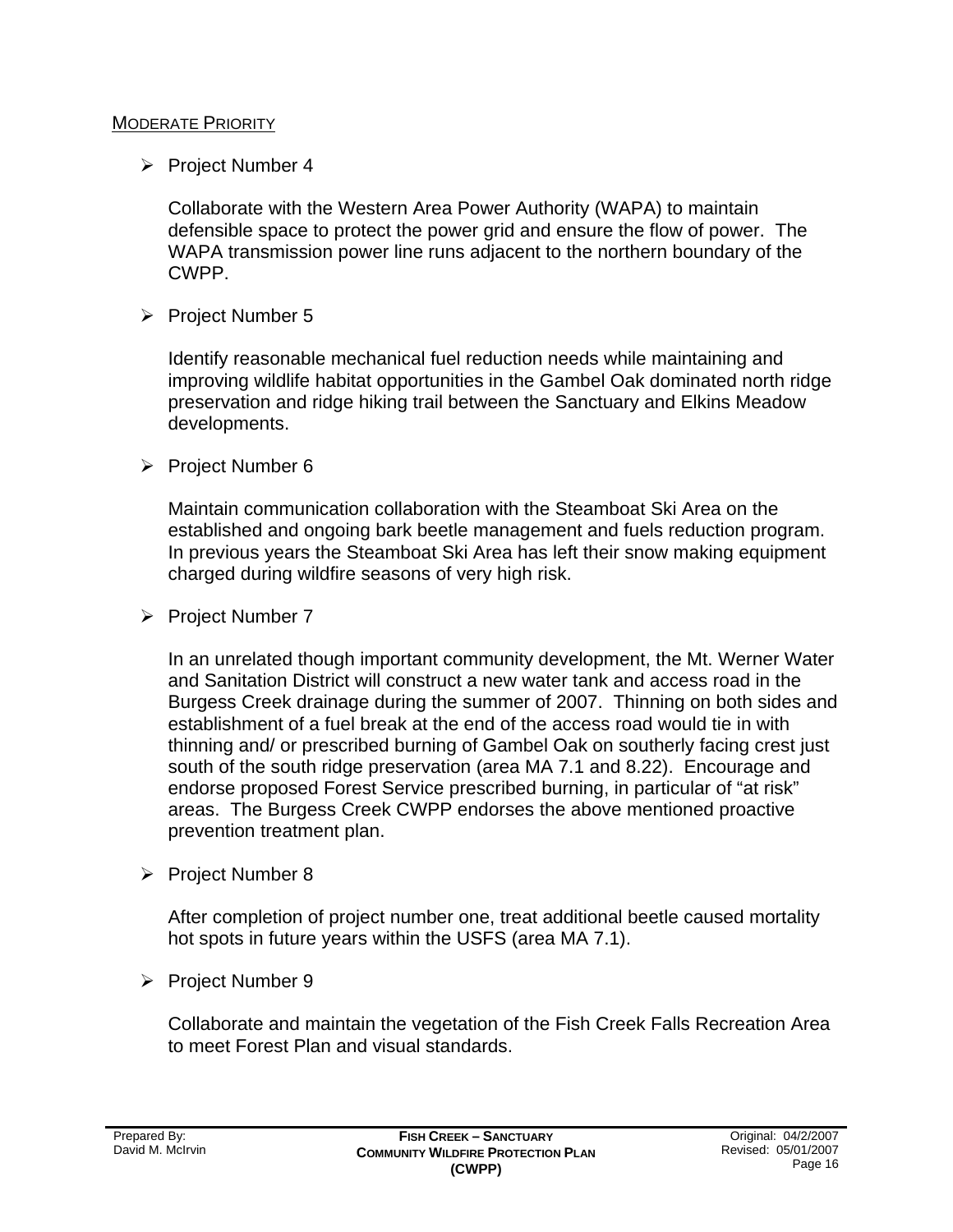MODERATE PRIORITY

- Project Number 4

  Collaborate with the Western Area Power Authority (WAPA) to maintain defensible space to protect the power grid and ensure the flow of power. The WAPA transmission power line runs adjacent to the northern boundary of the CWPP.

- Project Number 5

  Identify reasonable mechanical fuel reduction needs while maintaining and improving wildlife habitat opportunities in the Gambel Oak dominated north ridge preservation and ridge hiking trail between the Sanctuary and Elkins Meadow developments.

- Project Number 6

  Maintain communication collaboration with the Steamboat Ski Area on the established and ongoing bark beetle management and fuels reduction program. In previous years the Steamboat Ski Area has left their snow making equipment charged during wildfire seasons of very high risk.

- Project Number 7

  In an unrelated though important community development, the Mt. Werner Water and Sanitation District will construct a new water tank and access road in the Burgess Creek drainage during the summer of 2007. Thinning on both sides and establishment of a fuel break at the end of the access road would tie in with thinning and/ or prescribed burning of Gambel Oak on southerly facing crest just south of the south ridge preservation (area MA 7.1 and 8.22). Encourage and endorse proposed Forest Service prescribed burning, in particular of "at risk" areas. The Burgess Creek CWPP endorses the above mentioned proactive prevention treatment plan.

- Project Number 8

  After completion of project number one, treat additional beetle caused mortality hot spots in future years within the USFS (area MA 7.1).

- Project Number 9

  Collaborate and maintain the vegetation of the Fish Creek Falls Recreation Area to meet Forest Plan and visual standards.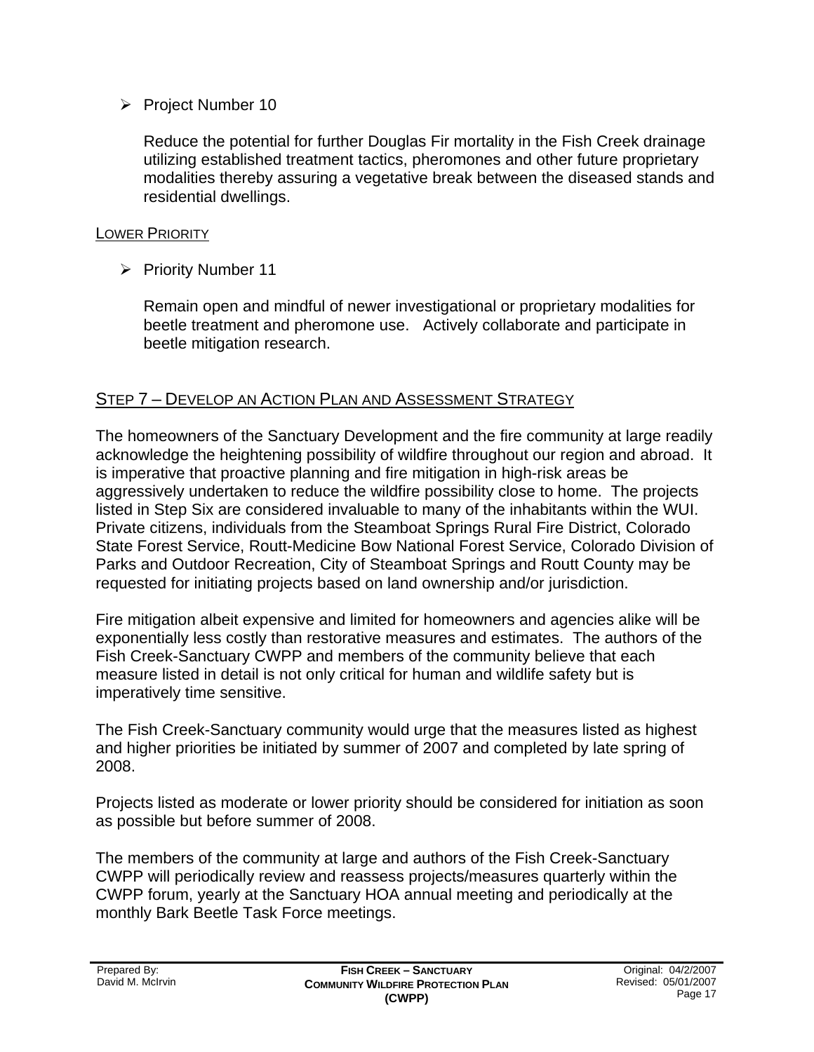- Project Number 10

  Reduce the potential for further Douglas Fir mortality in the Fish Creek drainage utilizing established treatment tactics, pheromones and other future proprietary modalities thereby assuring a vegetative break between the diseased stands and residential dwellings.

LOWER PRIORITY

- Priority Number 11

  Remain open and mindful of newer investigational or proprietary modalities for beetle treatment and pheromone use. Actively collaborate and participate in beetle mitigation research.

## STEP 7 – DEVELOP AN ACTION PLAN AND ASSESSMENT STRATEGY

The homeowners of the Sanctuary Development and the fire community at large readily acknowledge the heightening possibility of wildfire throughout our region and abroad. It is imperative that proactive planning and fire mitigation in high-risk areas be aggressively undertaken to reduce the wildfire possibility close to home. The projects listed in Step Six are considered invaluable to many of the inhabitants within the WUI. Private citizens, individuals from the Steamboat Springs Rural Fire District, Colorado State Forest Service, Routt-Medicine Bow National Forest Service, Colorado Division of Parks and Outdoor Recreation, City of Steamboat Springs and Routt County may be requested for initiating projects based on land ownership and/or jurisdiction.

Fire mitigation albeit expensive and limited for homeowners and agencies alike will be exponentially less costly than restorative measures and estimates. The authors of the Fish Creek-Sanctuary CWPP and members of the community believe that each measure listed in detail is not only critical for human and wildlife safety but is imperatively time sensitive.

The Fish Creek-Sanctuary community would urge that the measures listed as highest and higher priorities be initiated by summer of 2007 and completed by late spring of 2008.

Projects listed as moderate or lower priority should be considered for initiation as soon as possible but before summer of 2008.

The members of the community at large and authors of the Fish Creek-Sanctuary CWPP will periodically review and reassess projects/measures quarterly within the CWPP forum, yearly at the Sanctuary HOA annual meeting and periodically at the monthly Bark Beetle Task Force meetings.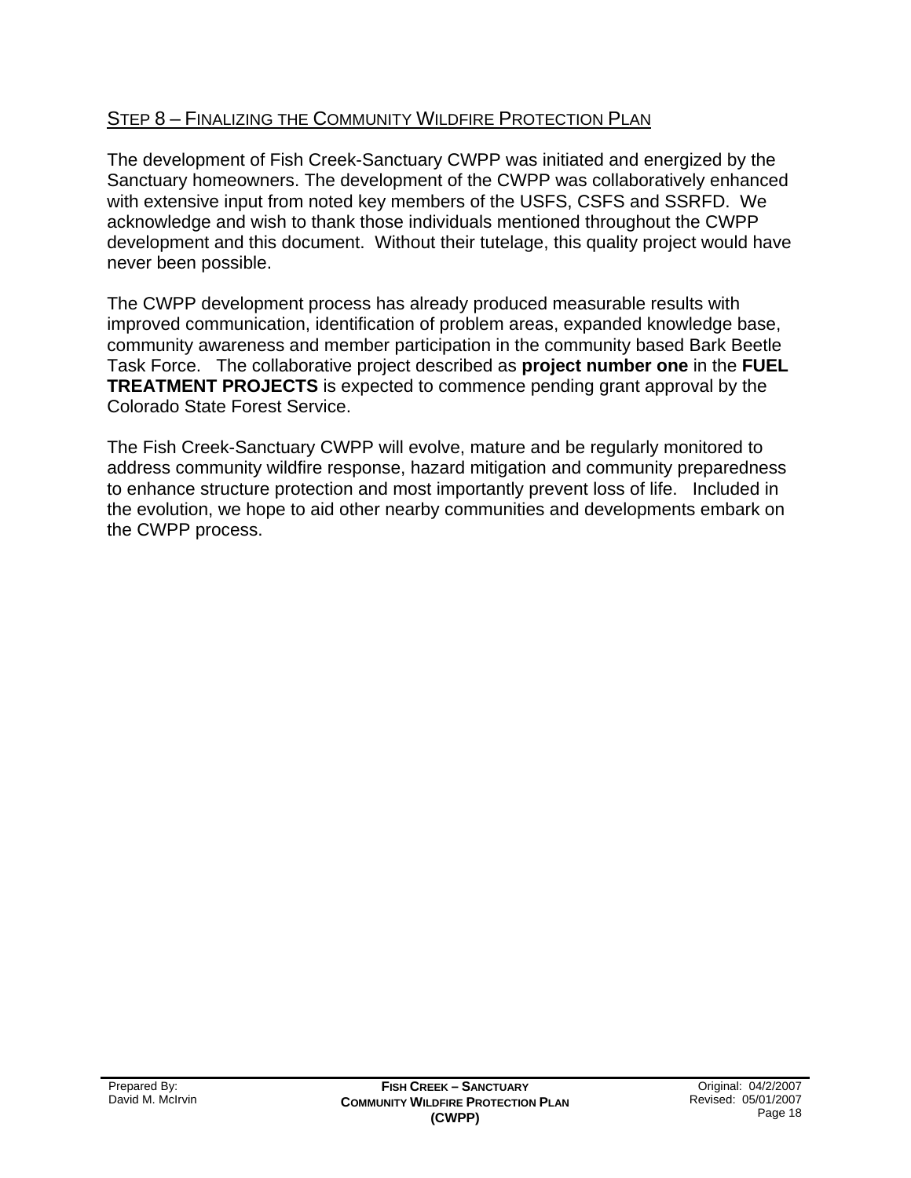## STEP 8 – FINALIZING THE COMMUNITY WILDFIRE PROTECTION PLAN

The development of Fish Creek-Sanctuary CWPP was initiated and energized by the Sanctuary homeowners. The development of the CWPP was collaboratively enhanced with extensive input from noted key members of the USFS, CSFS and SSRFD. We acknowledge and wish to thank those individuals mentioned throughout the CWPP development and this document. Without their tutelage, this quality project would have never been possible.

The CWPP development process has already produced measurable results with improved communication, identification of problem areas, expanded knowledge base, community awareness and member participation in the community based Bark Beetle Task Force. The collaborative project described as **project number one** in the **FUEL TREATMENT PROJECTS** is expected to commence pending grant approval by the Colorado State Forest Service.

The Fish Creek-Sanctuary CWPP will evolve, mature and be regularly monitored to address community wildfire response, hazard mitigation and community preparedness to enhance structure protection and most importantly prevent loss of life. Included in the evolution, we hope to aid other nearby communities and developments embark on the CWPP process.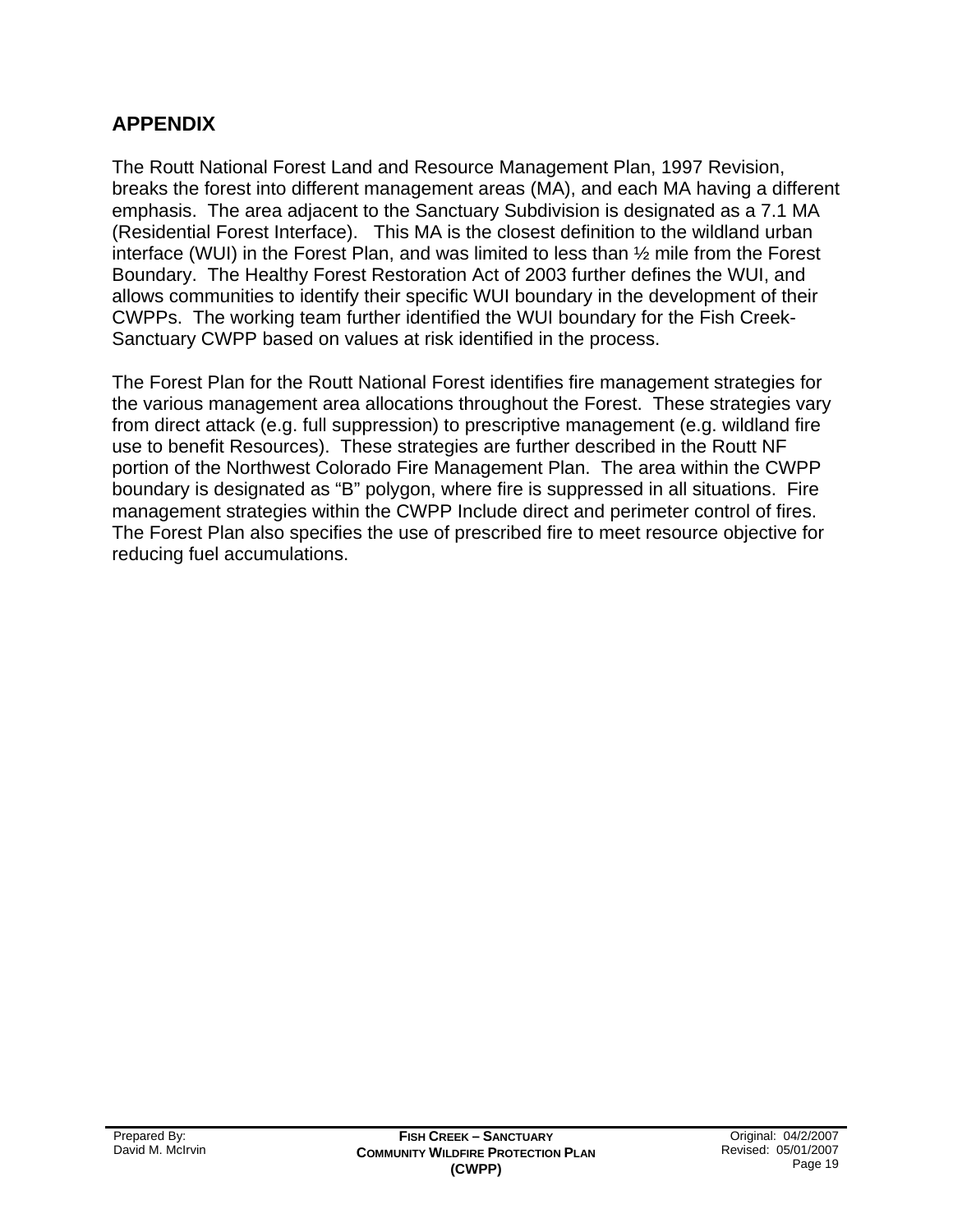## APPENDIX

The Routt National Forest Land and Resource Management Plan, 1997 Revision, breaks the forest into different management areas (MA), and each MA having a different emphasis. The area adjacent to the Sanctuary Subdivision is designated as a 7.1 MA (Residential Forest Interface). This MA is the closest definition to the wildland urban interface (WUI) in the Forest Plan, and was limited to less than ½ mile from the Forest Boundary. The Healthy Forest Restoration Act of 2003 further defines the WUI, and allows communities to identify their specific WUI boundary in the development of their CWPPs. The working team further identified the WUI boundary for the Fish Creek-Sanctuary CWPP based on values at risk identified in the process.

The Forest Plan for the Routt National Forest identifies fire management strategies for the various management area allocations throughout the Forest. These strategies vary from direct attack (e.g. full suppression) to prescriptive management (e.g. wildland fire use to benefit Resources). These strategies are further described in the Routt NF portion of the Northwest Colorado Fire Management Plan. The area within the CWPP boundary is designated as "B" polygon, where fire is suppressed in all situations. Fire management strategies within the CWPP Include direct and perimeter control of fires. The Forest Plan also specifies the use of prescribed fire to meet resource objective for reducing fuel accumulations.